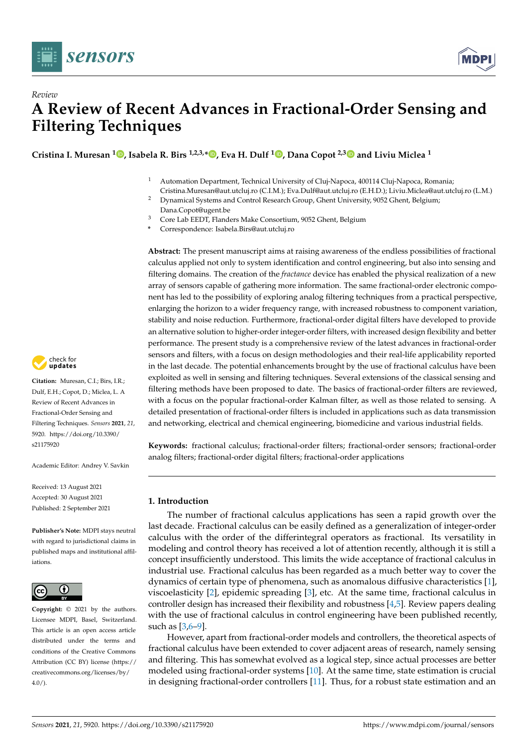*Review*

# A Review of Recent Advances in Fractional-Order Sensing and Filtering Techniques

**Cristina I. Muresan [1], Isabela R. Birs [1,2,3,*], Eva H. Dulf [1], Dana Copot [2,3] and Liviu Miclea [1]**

[1] Automation Department, Technical University of Cluj-Napoca, 400114 Cluj-Napoca, Romania; Cristina.Muresan@aut.utcluj.ro (C.I.M.); Eva.Dulf@aut.utcluj.ro (E.H.D.); Liviu.Miclea@aut.utcluj.ro (L.M.)
[2] Dynamical Systems and Control Research Group, Ghent University, 9052 Ghent, Belgium; Dana.Copot@ugent.be
[3] Core Lab EEDT, Flanders Make Consortium, 9052 Ghent, Belgium
\* Correspondence: Isabela.Birs@aut.utcluj.ro

**Abstract:** The present manuscript aims at raising awareness of the endless possibilities of fractional calculus applied not only to system identification and control engineering, but also into sensing and filtering domains. The creation of the *fractance* device has enabled the physical realization of a new array of sensors capable of gathering more information. The same fractional-order electronic component has led to the possibility of exploring analog filtering techniques from a practical perspective, enlarging the horizon to a wider frequency range, with increased robustness to component variation, stability and noise reduction. Furthermore, fractional-order digital filters have developed to provide an alternative solution to higher-order integer-order filters, with increased design flexibility and better performance. The present study is a comprehensive review of the latest advances in fractional-order sensors and filters, with a focus on design methodologies and their real-life applicability reported in the last decade. The potential enhancements brought by the use of fractional calculus have been exploited as well in sensing and filtering techniques. Several extensions of the classical sensing and filtering methods have been proposed to date. The basics of fractional-order filters are reviewed, with a focus on the popular fractional-order Kalman filter, as well as those related to sensing. A detailed presentation of fractional-order filters is included in applications such as data transmission and networking, electrical and chemical engineering, biomedicine and various industrial fields.

**Keywords:** fractional calculus; fractional-order filters; fractional-order sensors; fractional-order analog filters; fractional-order digital filters; fractional-order applications

**Citation:** Muresan, C.I.; Birs, I.R.; Dulf, E.H.; Copot, D.; Miclea, L. A Review of Recent Advances in Fractional-Order Sensing and Filtering Techniques. *Sensors* **2021**, *21*, 5920. https://doi.org/10.3390/s21175920

Academic Editor: Andrey V. Savkin

Received: 13 August 2021
Accepted: 30 August 2021
Published: 2 September 2021

**Publisher's Note:** MDPI stays neutral with regard to jurisdictional claims in published maps and institutional affiliations.

**Copyright:** © 2021 by the authors. Licensee MDPI, Basel, Switzerland. This article is an open access article distributed under the terms and conditions of the Creative Commons Attribution (CC BY) license (https://creativecommons.org/licenses/by/4.0/).

## 1. Introduction

The number of fractional calculus applications has seen a rapid growth over the last decade. Fractional calculus can be easily defined as a generalization of integer-order calculus with the order of the differintegral operators as fractional. Its versatility in modeling and control theory has received a lot of attention recently, although it is still a concept insufficiently understood. This limits the wide acceptance of fractional calculus in industrial use. Fractional calculus has been regarded as a much better way to cover the dynamics of certain type of phenomena, such as anomalous diffusive characteristics [1], viscoelasticity [2], epidemic spreading [3], etc. At the same time, fractional calculus in controller design has increased their flexibility and robustness [4,5]. Review papers dealing with the use of fractional calculus in control engineering have been published recently, such as [3,6–9].

However, apart from fractional-order models and controllers, the theoretical aspects of fractional calculus have been extended to cover adjacent areas of research, namely sensing and filtering. This has somewhat evolved as a logical step, since actual processes are better modeled using fractional-order systems [10]. At the same time, state estimation is crucial in designing fractional-order controllers [11]. Thus, for a robust state estimation and an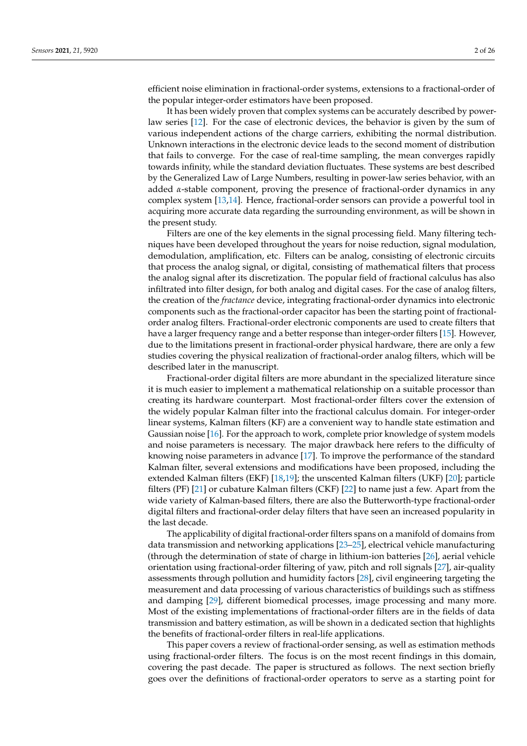efficient noise elimination in fractional-order systems, extensions to a fractional-order of the popular integer-order estimators have been proposed.

It has been widely proven that complex systems can be accurately described by power-law series [12]. For the case of electronic devices, the behavior is given by the sum of various independent actions of the charge carriers, exhibiting the normal distribution. Unknown interactions in the electronic device leads to the second moment of distribution that fails to converge. For the case of real-time sampling, the mean converges rapidly towards infinity, while the standard deviation fluctuates. These systems are best described by the Generalized Law of Large Numbers, resulting in power-law series behavior, with an added $\alpha$-stable component, proving the presence of fractional-order dynamics in any complex system [13,14]. Hence, fractional-order sensors can provide a powerful tool in acquiring more accurate data regarding the surrounding environment, as will be shown in the present study.

Filters are one of the key elements in the signal processing field. Many filtering techniques have been developed throughout the years for noise reduction, signal modulation, demodulation, amplification, etc. Filters can be analog, consisting of electronic circuits that process the analog signal, or digital, consisting of mathematical filters that process the analog signal after its discretization. The popular field of fractional calculus has also infiltrated into filter design, for both analog and digital cases. For the case of analog filters, the creation of the *fractance* device, integrating fractional-order dynamics into electronic components such as the fractional-order capacitor has been the starting point of fractional-order analog filters. Fractional-order electronic components are used to create filters that have a larger frequency range and a better response than integer-order filters [15]. However, due to the limitations present in fractional-order physical hardware, there are only a few studies covering the physical realization of fractional-order analog filters, which will be described later in the manuscript.

Fractional-order digital filters are more abundant in the specialized literature since it is much easier to implement a mathematical relationship on a suitable processor than creating its hardware counterpart. Most fractional-order filters cover the extension of the widely popular Kalman filter into the fractional calculus domain. For integer-order linear systems, Kalman filters (KF) are a convenient way to handle state estimation and Gaussian noise [16]. For the approach to work, complete prior knowledge of system models and noise parameters is necessary. The major drawback here refers to the difficulty of knowing noise parameters in advance [17]. To improve the performance of the standard Kalman filter, several extensions and modifications have been proposed, including the extended Kalman filters (EKF) [18,19]; the unscented Kalman filters (UKF) [20]; particle filters (PF) [21] or cubature Kalman filters (CKF) [22] to name just a few. Apart from the wide variety of Kalman-based filters, there are also the Butterworth-type fractional-order digital filters and fractional-order delay filters that have seen an increased popularity in the last decade.

The applicability of digital fractional-order filters spans on a manifold of domains from data transmission and networking applications [23–25], electrical vehicle manufacturing (through the determination of state of charge in lithium-ion batteries [26], aerial vehicle orientation using fractional-order filtering of yaw, pitch and roll signals [27], air-quality assessments through pollution and humidity factors [28], civil engineering targeting the measurement and data processing of various characteristics of buildings such as stiffness and damping [29], different biomedical processes, image processing and many more. Most of the existing implementations of fractional-order filters are in the fields of data transmission and battery estimation, as will be shown in a dedicated section that highlights the benefits of fractional-order filters in real-life applications.

This paper covers a review of fractional-order sensing, as well as estimation methods using fractional-order filters. The focus is on the most recent findings in this domain, covering the past decade. The paper is structured as follows. The next section briefly goes over the definitions of fractional-order operators to serve as a starting point for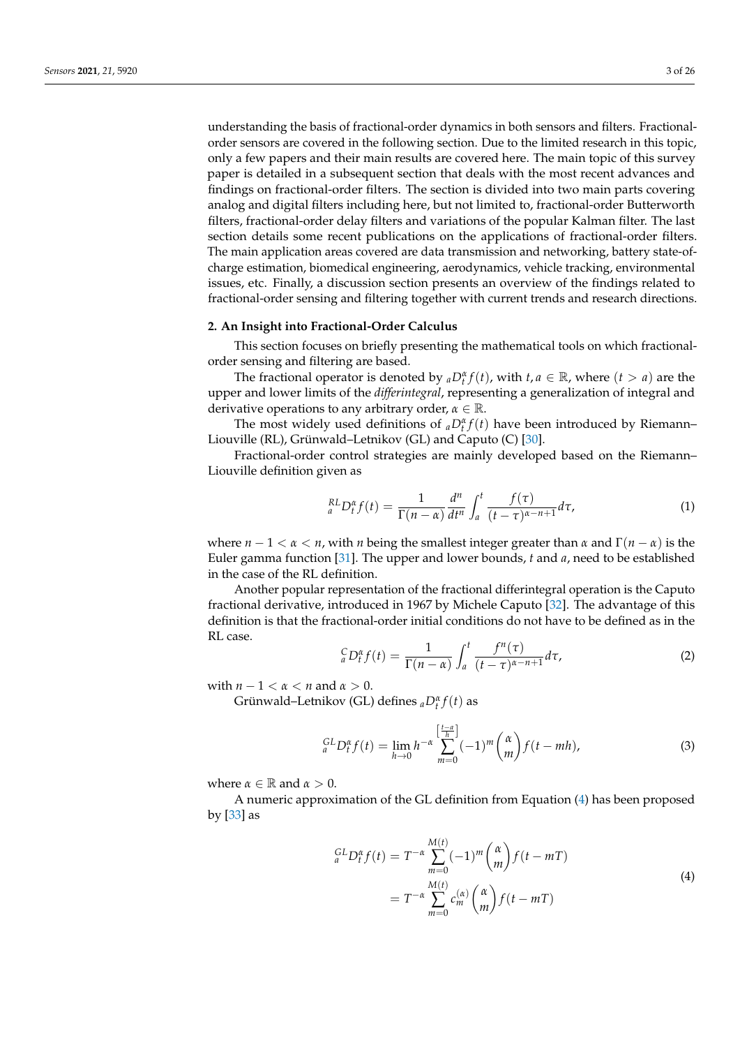understanding the basis of fractional-order dynamics in both sensors and filters. Fractional-order sensors are covered in the following section. Due to the limited research in this topic, only a few papers and their main results are covered here. The main topic of this survey paper is detailed in a subsequent section that deals with the most recent advances and findings on fractional-order filters. The section is divided into two main parts covering analog and digital filters including here, but not limited to, fractional-order Butterworth filters, fractional-order delay filters and variations of the popular Kalman filter. The last section details some recent publications on the applications of fractional-order filters. The main application areas covered are data transmission and networking, battery state-of-charge estimation, biomedical engineering, aerodynamics, vehicle tracking, environmental issues, etc. Finally, a discussion section presents an overview of the findings related to fractional-order sensing and filtering together with current trends and research directions.

## 2. An Insight into Fractional-Order Calculus

This section focuses on briefly presenting the mathematical tools on which fractional-order sensing and filtering are based.

The fractional operator is denoted by ${}_aD_t^\alpha f(t)$, with $t, a \in \mathbb{R}$, where $(t > a)$ are the upper and lower limits of the *differintegral*, representing a generalization of integral and derivative operations to any arbitrary order, $\alpha \in \mathbb{R}$.

The most widely used definitions of ${}_aD_t^\alpha f(t)$ have been introduced by Riemann–Liouville (RL), Grünwald–Letnikov (GL) and Caputo (C) [30].

Fractional-order control strategies are mainly developed based on the Riemann–Liouville definition given as

$$
{}_a^{RL}D_t^\alpha f(t) = \frac{1}{\Gamma(n-\alpha)} \frac{d^n}{dt^n} \int_a^t \frac{f(\tau)}{(t-\tau)^{\alpha-n+1}} d\tau, \tag{1}
$$

where $n-1 < \alpha < n$, with $n$ being the smallest integer greater than $\alpha$ and $\Gamma(n-\alpha)$ is the Euler gamma function [31]. The upper and lower bounds, $t$ and $a$, need to be established in the case of the RL definition.

Another popular representation of the fractional differintegral operation is the Caputo fractional derivative, introduced in 1967 by Michele Caputo [32]. The advantage of this definition is that the fractional-order initial conditions do not have to be defined as in the RL case.

$$
{}_a^{C}D_t^\alpha f(t) = \frac{1}{\Gamma(n-\alpha)} \int_a^t \frac{f^n(\tau)}{(t-\tau)^{\alpha-n+1}} d\tau, \tag{2}
$$

with $n-1 < \alpha < n$ and $\alpha > 0$.

Grünwald–Letnikov (GL) defines ${}_aD_t^\alpha f(t)$ as

$$
{}_a^{GL}D_t^\alpha f(t) = \lim_{h \to 0} h^{-\alpha} \sum_{m=0}^{\left[\frac{t-a}{h}\right]} (-1)^m \binom{\alpha}{m} f(t-mh), \tag{3}
$$

where $\alpha \in \mathbb{R}$ and $\alpha > 0$.

A numeric approximation of the GL definition from Equation (4) has been proposed by [33] as

$$
\begin{aligned}
{}_a^{GL}D_t^\alpha f(t) &= T^{-\alpha} \sum_{m=0}^{M(t)} (-1)^m \binom{\alpha}{m} f(t-mT) \\
&= T^{-\alpha} \sum_{m=0}^{M(t)} c_m^{(\alpha)} \binom{\alpha}{m} f(t-mT)
\end{aligned} \tag{4}
$$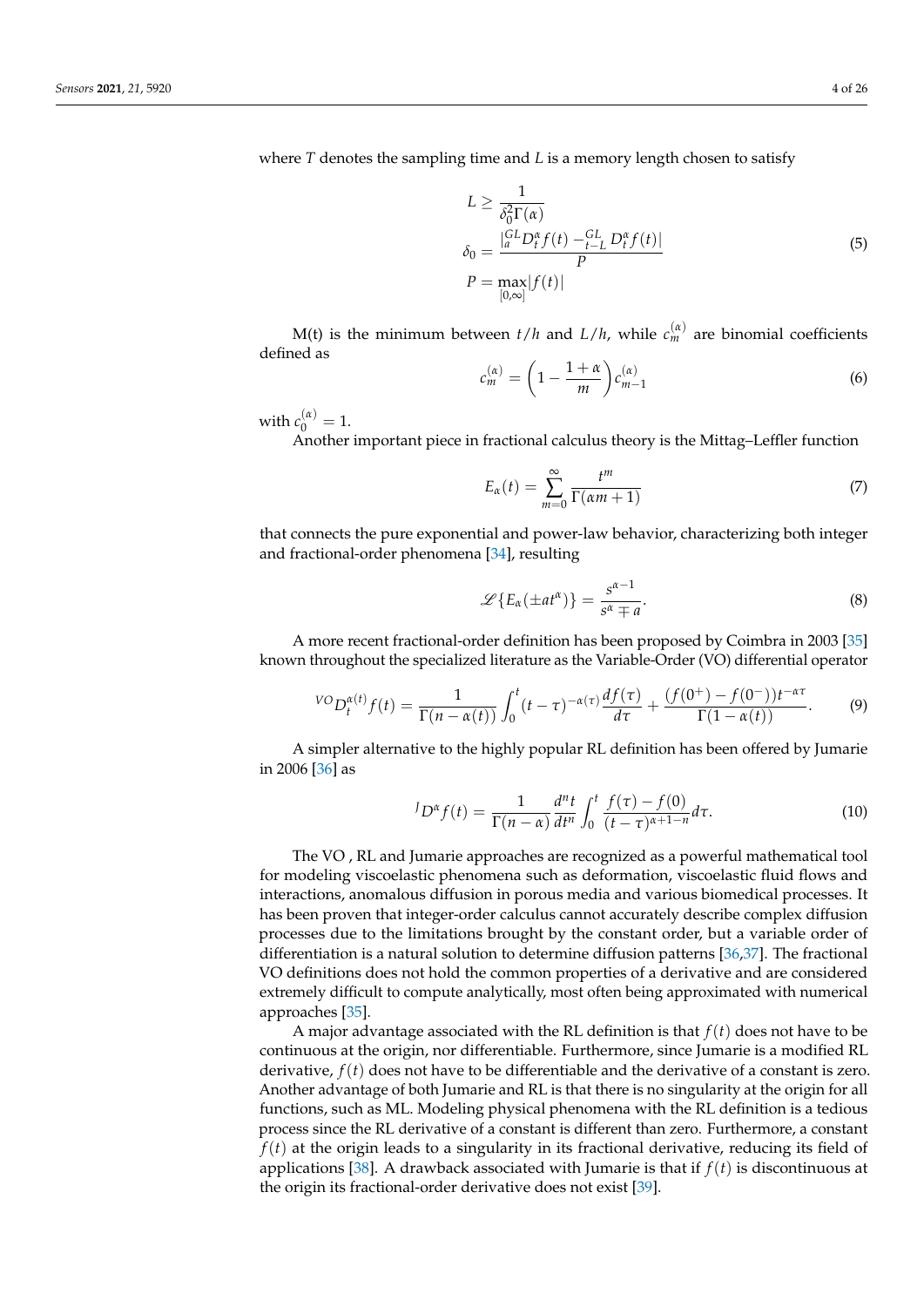where $T$ denotes the sampling time and $L$ is a memory length chosen to satisfy

$$
\begin{aligned}
L &\geq \frac{1}{\delta_0^2 \Gamma(\alpha)} \\
\delta_0 &= \frac{|{}_a^{GL}D_t^\alpha f(t) - {}_{t-L}^{GL} D_t^\alpha f(t)|}{P} \\
P &= \max_{[0,\infty]} |f(t)|
\end{aligned}
\tag{5}
$$

M(t) is the minimum between $t/h$ and $L/h$, while $c_m^{(\alpha)}$ are binomial coefficients defined as

$$
c_m^{(\alpha)} = \left(1 - \frac{1+\alpha}{m}\right) c_{m-1}^{(\alpha)} \tag{6}
$$

with $c_0^{(\alpha)} = 1$.

Another important piece in fractional calculus theory is the Mittag–Leffler function

$$
E_\alpha(t) = \sum_{m=0}^{\infty} \frac{t^m}{\Gamma(\alpha m + 1)} \tag{7}
$$

that connects the pure exponential and power-law behavior, characterizing both integer and fractional-order phenomena [34], resulting

$$
\mathscr{L}\{E_\alpha(\pm a t^\alpha)\} = \frac{s^{\alpha-1}}{s^\alpha \mp a}. \tag{8}
$$

A more recent fractional-order definition has been proposed by Coimbra in 2003 [35] known throughout the specialized literature as the Variable-Order (VO) differential operator

$$
{}^{VO}D_t^{\alpha(t)} f(t) = \frac{1}{\Gamma(n-\alpha(t))} \int_0^t (t-\tau)^{-\alpha(\tau)} \frac{df(\tau)}{d\tau} + \frac{(f(0^+) - f(0^-))t^{-\alpha\tau}}{\Gamma(1-\alpha(t))}. \tag{9}
$$

A simpler alternative to the highly popular RL definition has been offered by Jumarie in 2006 [36] as

$$
{}^{J}D^\alpha f(t) = \frac{1}{\Gamma(n-\alpha)} \frac{d^n t}{dt^n} \int_0^t \frac{f(\tau) - f(0)}{(t-\tau)^{\alpha+1-n}} d\tau. \tag{10}
$$

The VO , RL and Jumarie approaches are recognized as a powerful mathematical tool for modeling viscoelastic phenomena such as deformation, viscoelastic fluid flows and interactions, anomalous diffusion in porous media and various biomedical processes. It has been proven that integer-order calculus cannot accurately describe complex diffusion processes due to the limitations brought by the constant order, but a variable order of differentiation is a natural solution to determine diffusion patterns [36,37]. The fractional VO definitions does not hold the common properties of a derivative and are considered extremely difficult to compute analytically, most often being approximated with numerical approaches [35].

A major advantage associated with the RL definition is that $f(t)$ does not have to be continuous at the origin, nor differentiable. Furthermore, since Jumarie is a modified RL derivative, $f(t)$ does not have to be differentiable and the derivative of a constant is zero. Another advantage of both Jumarie and RL is that there is no singularity at the origin for all functions, such as ML. Modeling physical phenomena with the RL definition is a tedious process since the RL derivative of a constant is different than zero. Furthermore, a constant $f(t)$ at the origin leads to a singularity in its fractional derivative, reducing its field of applications [38]. A drawback associated with Jumarie is that if $f(t)$ is discontinuous at the origin its fractional-order derivative does not exist [39].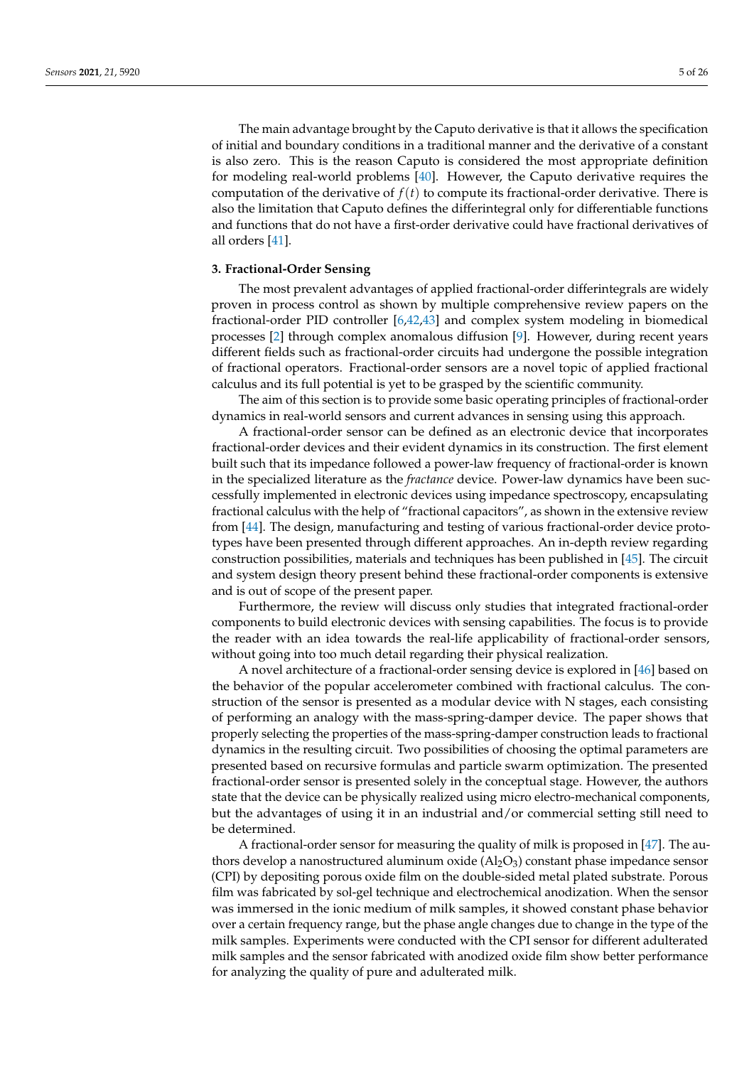The main advantage brought by the Caputo derivative is that it allows the specification of initial and boundary conditions in a traditional manner and the derivative of a constant is also zero. This is the reason Caputo is considered the most appropriate definition for modeling real-world problems [40]. However, the Caputo derivative requires the computation of the derivative of $f(t)$ to compute its fractional-order derivative. There is also the limitation that Caputo defines the differintegral only for differentiable functions and functions that do not have a first-order derivative could have fractional derivatives of all orders [41].

## 3. Fractional-Order Sensing

The most prevalent advantages of applied fractional-order differintegrals are widely proven in process control as shown by multiple comprehensive review papers on the fractional-order PID controller [6,42,43] and complex system modeling in biomedical processes [2] through complex anomalous diffusion [9]. However, during recent years different fields such as fractional-order circuits had undergone the possible integration of fractional operators. Fractional-order sensors are a novel topic of applied fractional calculus and its full potential is yet to be grasped by the scientific community.

The aim of this section is to provide some basic operating principles of fractional-order dynamics in real-world sensors and current advances in sensing using this approach.

A fractional-order sensor can be defined as an electronic device that incorporates fractional-order devices and their evident dynamics in its construction. The first element built such that its impedance followed a power-law frequency of fractional-order is known in the specialized literature as the *fractance* device. Power-law dynamics have been successfully implemented in electronic devices using impedance spectroscopy, encapsulating fractional calculus with the help of "fractional capacitors", as shown in the extensive review from [44]. The design, manufacturing and testing of various fractional-order device prototypes have been presented through different approaches. An in-depth review regarding construction possibilities, materials and techniques has been published in [45]. The circuit and system design theory present behind these fractional-order components is extensive and is out of scope of the present paper.

Furthermore, the review will discuss only studies that integrated fractional-order components to build electronic devices with sensing capabilities. The focus is to provide the reader with an idea towards the real-life applicability of fractional-order sensors, without going into too much detail regarding their physical realization.

A novel architecture of a fractional-order sensing device is explored in [46] based on the behavior of the popular accelerometer combined with fractional calculus. The construction of the sensor is presented as a modular device with N stages, each consisting of performing an analogy with the mass-spring-damper device. The paper shows that properly selecting the properties of the mass-spring-damper construction leads to fractional dynamics in the resulting circuit. Two possibilities of choosing the optimal parameters are presented based on recursive formulas and particle swarm optimization. The presented fractional-order sensor is presented solely in the conceptual stage. However, the authors state that the device can be physically realized using micro electro-mechanical components, but the advantages of using it in an industrial and/or commercial setting still need to be determined.

A fractional-order sensor for measuring the quality of milk is proposed in [47]. The authors develop a nanostructured aluminum oxide ($Al_2O_3$) constant phase impedance sensor (CPI) by depositing porous oxide film on the double-sided metal plated substrate. Porous film was fabricated by sol-gel technique and electrochemical anodization. When the sensor was immersed in the ionic medium of milk samples, it showed constant phase behavior over a certain frequency range, but the phase angle changes due to change in the type of the milk samples. Experiments were conducted with the CPI sensor for different adulterated milk samples and the sensor fabricated with anodized oxide film show better performance for analyzing the quality of pure and adulterated milk.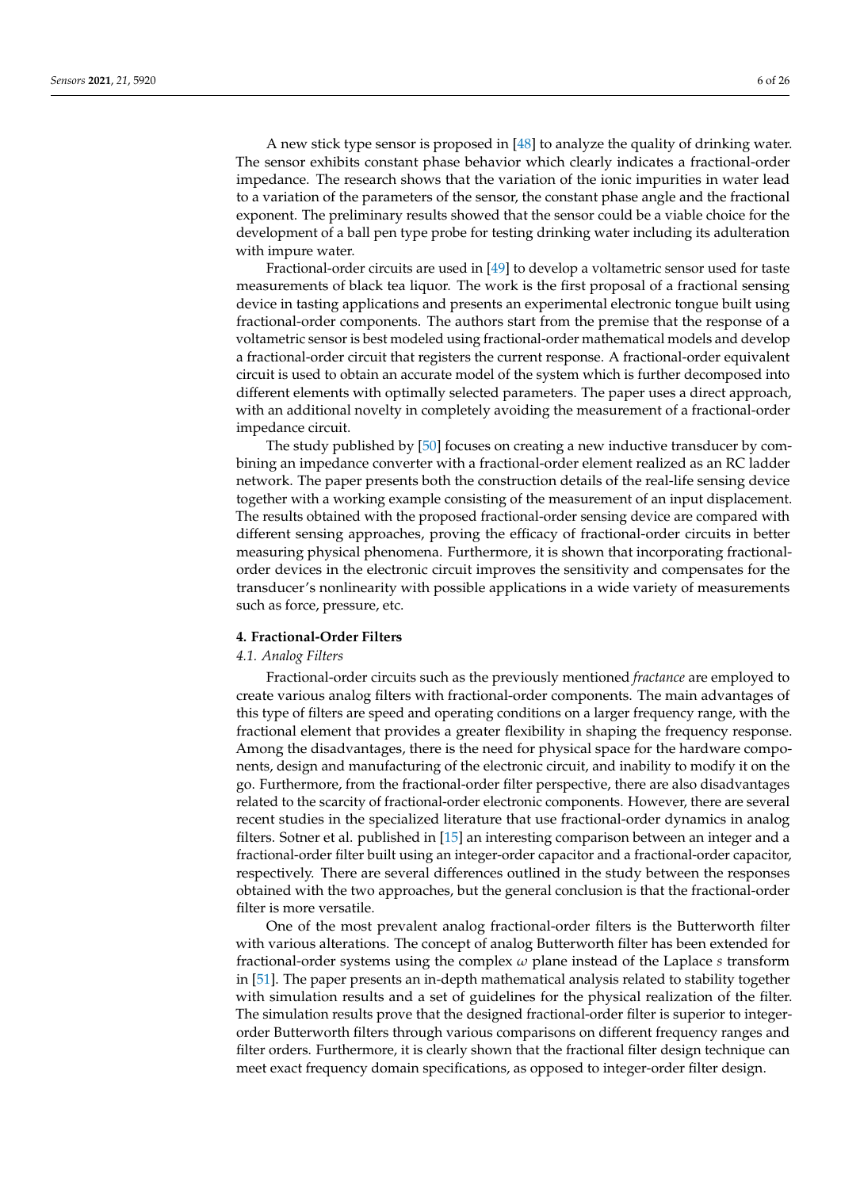A new stick type sensor is proposed in [48] to analyze the quality of drinking water. The sensor exhibits constant phase behavior which clearly indicates a fractional-order impedance. The research shows that the variation of the ionic impurities in water lead to a variation of the parameters of the sensor, the constant phase angle and the fractional exponent. The preliminary results showed that the sensor could be a viable choice for the development of a ball pen type probe for testing drinking water including its adulteration with impure water.

Fractional-order circuits are used in [49] to develop a voltametric sensor used for taste measurements of black tea liquor. The work is the first proposal of a fractional sensing device in tasting applications and presents an experimental electronic tongue built using fractional-order components. The authors start from the premise that the response of a voltametric sensor is best modeled using fractional-order mathematical models and develop a fractional-order circuit that registers the current response. A fractional-order equivalent circuit is used to obtain an accurate model of the system which is further decomposed into different elements with optimally selected parameters. The paper uses a direct approach, with an additional novelty in completely avoiding the measurement of a fractional-order impedance circuit.

The study published by [50] focuses on creating a new inductive transducer by combining an impedance converter with a fractional-order element realized as an RC ladder network. The paper presents both the construction details of the real-life sensing device together with a working example consisting of the measurement of an input displacement. The results obtained with the proposed fractional-order sensing device are compared with different sensing approaches, proving the efficacy of fractional-order circuits in better measuring physical phenomena. Furthermore, it is shown that incorporating fractional-order devices in the electronic circuit improves the sensitivity and compensates for the transducer's nonlinearity with possible applications in a wide variety of measurements such as force, pressure, etc.

## 4. Fractional-Order Filters

### *4.1. Analog Filters*

Fractional-order circuits such as the previously mentioned *fractance* are employed to create various analog filters with fractional-order components. The main advantages of this type of filters are speed and operating conditions on a larger frequency range, with the fractional element that provides a greater flexibility in shaping the frequency response. Among the disadvantages, there is the need for physical space for the hardware components, design and manufacturing of the electronic circuit, and inability to modify it on the go. Furthermore, from the fractional-order filter perspective, there are also disadvantages related to the scarcity of fractional-order electronic components. However, there are several recent studies in the specialized literature that use fractional-order dynamics in analog filters. Sotner et al. published in [15] an interesting comparison between an integer and a fractional-order filter built using an integer-order capacitor and a fractional-order capacitor, respectively. There are several differences outlined in the study between the responses obtained with the two approaches, but the general conclusion is that the fractional-order filter is more versatile.

One of the most prevalent analog fractional-order filters is the Butterworth filter with various alterations. The concept of analog Butterworth filter has been extended for fractional-order systems using the complex $\omega$ plane instead of the Laplace $s$ transform in [51]. The paper presents an in-depth mathematical analysis related to stability together with simulation results and a set of guidelines for the physical realization of the filter. The simulation results prove that the designed fractional-order filter is superior to integer-order Butterworth filters through various comparisons on different frequency ranges and filter orders. Furthermore, it is clearly shown that the fractional filter design technique can meet exact frequency domain specifications, as opposed to integer-order filter design.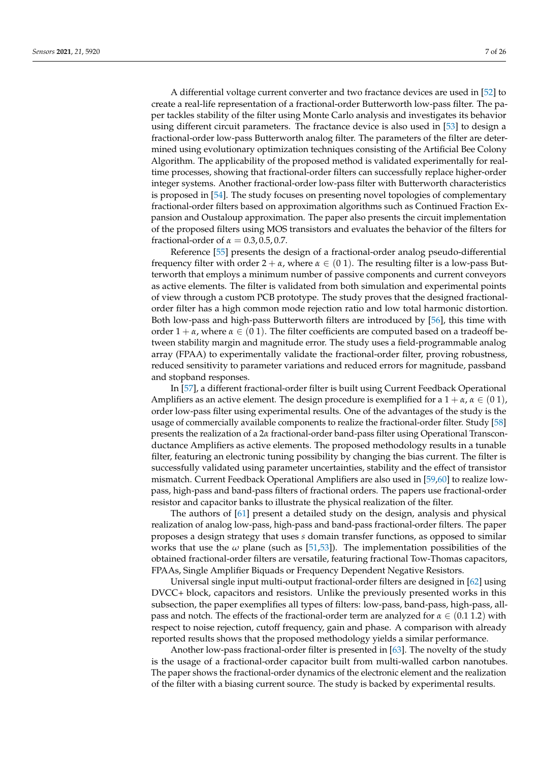A differential voltage current converter and two fractance devices are used in [52] to create a real-life representation of a fractional-order Butterworth low-pass filter. The paper tackles stability of the filter using Monte Carlo analysis and investigates its behavior using different circuit parameters. The fractance device is also used in [53] to design a fractional-order low-pass Butterworth analog filter. The parameters of the filter are determined using evolutionary optimization techniques consisting of the Artificial Bee Colony Algorithm. The applicability of the proposed method is validated experimentally for real-time processes, showing that fractional-order filters can successfully replace higher-order integer systems. Another fractional-order low-pass filter with Butterworth characteristics is proposed in [54]. The study focuses on presenting novel topologies of complementary fractional-order filters based on approximation algorithms such as Continued Fraction Expansion and Oustaloup approximation. The paper also presents the circuit implementation of the proposed filters using MOS transistors and evaluates the behavior of the filters for fractional-order of $\alpha = 0.3, 0.5, 0.7$.

Reference [55] presents the design of a fractional-order analog pseudo-differential frequency filter with order $2 + \alpha$, where $\alpha \in (0\ 1)$. The resulting filter is a low-pass Butterworth that employs a minimum number of passive components and current conveyors as active elements. The filter is validated from both simulation and experimental points of view through a custom PCB prototype. The study proves that the designed fractional-order filter has a high common mode rejection ratio and low total harmonic distortion. Both low-pass and high-pass Butterworth filters are introduced by [56], this time with order $1 + \alpha$, where $\alpha \in (0\ 1)$. The filter coefficients are computed based on a tradeoff between stability margin and magnitude error. The study uses a field-programmable analog array (FPAA) to experimentally validate the fractional-order filter, proving robustness, reduced sensitivity to parameter variations and reduced errors for magnitude, passband and stopband responses.

In [57], a different fractional-order filter is built using Current Feedback Operational Amplifiers as an active element. The design procedure is exemplified for a $1 + \alpha$, $\alpha \in (0\ 1)$, order low-pass filter using experimental results. One of the advantages of the study is the usage of commercially available components to realize the fractional-order filter. Study [58] presents the realization of a $2\alpha$ fractional-order band-pass filter using Operational Transconductance Amplifiers as active elements. The proposed methodology results in a tunable filter, featuring an electronic tuning possibility by changing the bias current. The filter is successfully validated using parameter uncertainties, stability and the effect of transistor mismatch. Current Feedback Operational Amplifiers are also used in [59,60] to realize low-pass, high-pass and band-pass filters of fractional orders. The papers use fractional-order resistor and capacitor banks to illustrate the physical realization of the filter.

The authors of [61] present a detailed study on the design, analysis and physical realization of analog low-pass, high-pass and band-pass fractional-order filters. The paper proposes a design strategy that uses $s$ domain transfer functions, as opposed to similar works that use the $\omega$ plane (such as [51,53]). The implementation possibilities of the obtained fractional-order filters are versatile, featuring fractional Tow-Thomas capacitors, FPAAs, Single Amplifier Biquads or Frequency Dependent Negative Resistors.

Universal single input multi-output fractional-order filters are designed in [62] using DVCC+ block, capacitors and resistors. Unlike the previously presented works in this subsection, the paper exemplifies all types of filters: low-pass, band-pass, high-pass, all-pass and notch. The effects of the fractional-order term are analyzed for $\alpha \in (0.1\ 1.2)$ with respect to noise rejection, cutoff frequency, gain and phase. A comparison with already reported results shows that the proposed methodology yields a similar performance.

Another low-pass fractional-order filter is presented in [63]. The novelty of the study is the usage of a fractional-order capacitor built from multi-walled carbon nanotubes. The paper shows the fractional-order dynamics of the electronic element and the realization of the filter with a biasing current source. The study is backed by experimental results.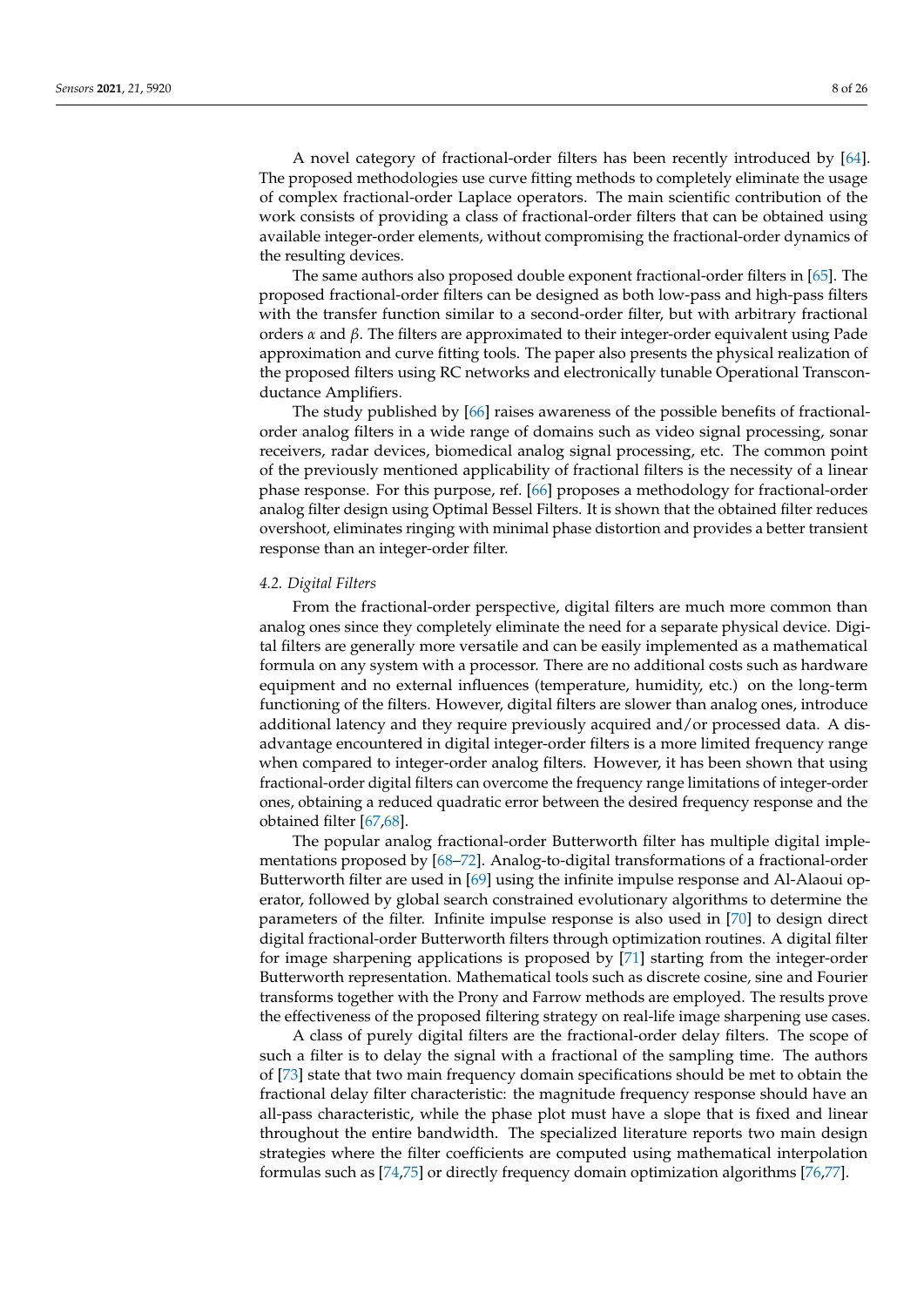A novel category of fractional-order filters has been recently introduced by [64]. The proposed methodologies use curve fitting methods to completely eliminate the usage of complex fractional-order Laplace operators. The main scientific contribution of the work consists of providing a class of fractional-order filters that can be obtained using available integer-order elements, without compromising the fractional-order dynamics of the resulting devices.

The same authors also proposed double exponent fractional-order filters in [65]. The proposed fractional-order filters can be designed as both low-pass and high-pass filters with the transfer function similar to a second-order filter, but with arbitrary fractional orders $\alpha$ and $\beta$. The filters are approximated to their integer-order equivalent using Pade approximation and curve fitting tools. The paper also presents the physical realization of the proposed filters using RC networks and electronically tunable Operational Transconductance Amplifiers.

The study published by [66] raises awareness of the possible benefits of fractional-order analog filters in a wide range of domains such as video signal processing, sonar receivers, radar devices, biomedical analog signal processing, etc. The common point of the previously mentioned applicability of fractional filters is the necessity of a linear phase response. For this purpose, ref. [66] proposes a methodology for fractional-order analog filter design using Optimal Bessel Filters. It is shown that the obtained filter reduces overshoot, eliminates ringing with minimal phase distortion and provides a better transient response than an integer-order filter.

### 4.2. Digital Filters

From the fractional-order perspective, digital filters are much more common than analog ones since they completely eliminate the need for a separate physical device. Digital filters are generally more versatile and can be easily implemented as a mathematical formula on any system with a processor. There are no additional costs such as hardware equipment and no external influences (temperature, humidity, etc.) on the long-term functioning of the filters. However, digital filters are slower than analog ones, introduce additional latency and they require previously acquired and/or processed data. A disadvantage encountered in digital integer-order filters is a more limited frequency range when compared to integer-order analog filters. However, it has been shown that using fractional-order digital filters can overcome the frequency range limitations of integer-order ones, obtaining a reduced quadratic error between the desired frequency response and the obtained filter [67,68].

The popular analog fractional-order Butterworth filter has multiple digital implementations proposed by [68–72]. Analog-to-digital transformations of a fractional-order Butterworth filter are used in [69] using the infinite impulse response and Al-Alaoui operator, followed by global search constrained evolutionary algorithms to determine the parameters of the filter. Infinite impulse response is also used in [70] to design direct digital fractional-order Butterworth filters through optimization routines. A digital filter for image sharpening applications is proposed by [71] starting from the integer-order Butterworth representation. Mathematical tools such as discrete cosine, sine and Fourier transforms together with the Prony and Farrow methods are employed. The results prove the effectiveness of the proposed filtering strategy on real-life image sharpening use cases.

A class of purely digital filters are the fractional-order delay filters. The scope of such a filter is to delay the signal with a fractional of the sampling time. The authors of [73] state that two main frequency domain specifications should be met to obtain the fractional delay filter characteristic: the magnitude frequency response should have an all-pass characteristic, while the phase plot must have a slope that is fixed and linear throughout the entire bandwidth. The specialized literature reports two main design strategies where the filter coefficients are computed using mathematical interpolation formulas such as [74,75] or directly frequency domain optimization algorithms [76,77].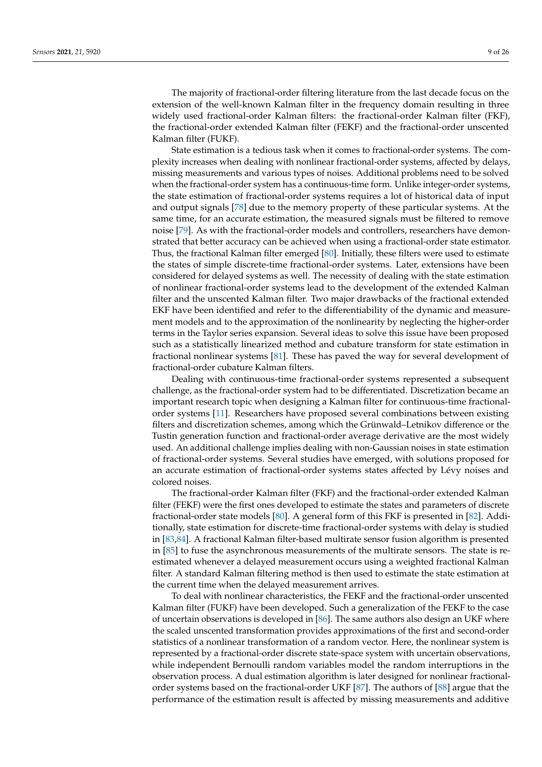The majority of fractional-order filtering literature from the last decade focus on the extension of the well-known Kalman filter in the frequency domain resulting in three widely used fractional-order Kalman filters: the fractional-order Kalman filter (FKF), the fractional-order extended Kalman filter (FEKF) and the fractional-order unscented Kalman filter (FUKF).

State estimation is a tedious task when it comes to fractional-order systems. The complexity increases when dealing with nonlinear fractional-order systems, affected by delays, missing measurements and various types of noises. Additional problems need to be solved when the fractional-order system has a continuous-time form. Unlike integer-order systems, the state estimation of fractional-order systems requires a lot of historical data of input and output signals [78] due to the memory property of these particular systems. At the same time, for an accurate estimation, the measured signals must be filtered to remove noise [79]. As with the fractional-order models and controllers, researchers have demonstrated that better accuracy can be achieved when using a fractional-order state estimator. Thus, the fractional Kalman filter emerged [80]. Initially, these filters were used to estimate the states of simple discrete-time fractional-order systems. Later, extensions have been considered for delayed systems as well. The necessity of dealing with the state estimation of nonlinear fractional-order systems lead to the development of the extended Kalman filter and the unscented Kalman filter. Two major drawbacks of the fractional extended EKF have been identified and refer to the differentiability of the dynamic and measurement models and to the approximation of the nonlinearity by neglecting the higher-order terms in the Taylor series expansion. Several ideas to solve this issue have been proposed such as a statistically linearized method and cubature transform for state estimation in fractional nonlinear systems [81]. These has paved the way for several development of fractional-order cubature Kalman filters.

Dealing with continuous-time fractional-order systems represented a subsequent challenge, as the fractional-order system had to be differentiated. Discretization became an important research topic when designing a Kalman filter for continuous-time fractional-order systems [11]. Researchers have proposed several combinations between existing filters and discretization schemes, among which the Grünwald–Letnikov difference or the Tustin generation function and fractional-order average derivative are the most widely used. An additional challenge implies dealing with non-Gaussian noises in state estimation of fractional-order systems. Several studies have emerged, with solutions proposed for an accurate estimation of fractional-order systems states affected by Lévy noises and colored noises.

The fractional-order Kalman filter (FKF) and the fractional-order extended Kalman filter (FEKF) were the first ones developed to estimate the states and parameters of discrete fractional-order state models [80]. A general form of this FKF is presented in [82]. Additionally, state estimation for discrete-time fractional-order systems with delay is studied in [83,84]. A fractional Kalman filter-based multirate sensor fusion algorithm is presented in [85] to fuse the asynchronous measurements of the multirate sensors. The state is re-estimated whenever a delayed measurement occurs using a weighted fractional Kalman filter. A standard Kalman filtering method is then used to estimate the state estimation at the current time when the delayed measurement arrives.

To deal with nonlinear characteristics, the FEKF and the fractional-order unscented Kalman filter (FUKF) have been developed. Such a generalization of the FEKF to the case of uncertain observations is developed in [86]. The same authors also design an UKF where the scaled unscented transformation provides approximations of the first and second-order statistics of a nonlinear transformation of a random vector. Here, the nonlinear system is represented by a fractional-order discrete state-space system with uncertain observations, while independent Bernoulli random variables model the random interruptions in the observation process. A dual estimation algorithm is later designed for nonlinear fractional-order systems based on the fractional-order UKF [87]. The authors of [88] argue that the performance of the estimation result is affected by missing measurements and additive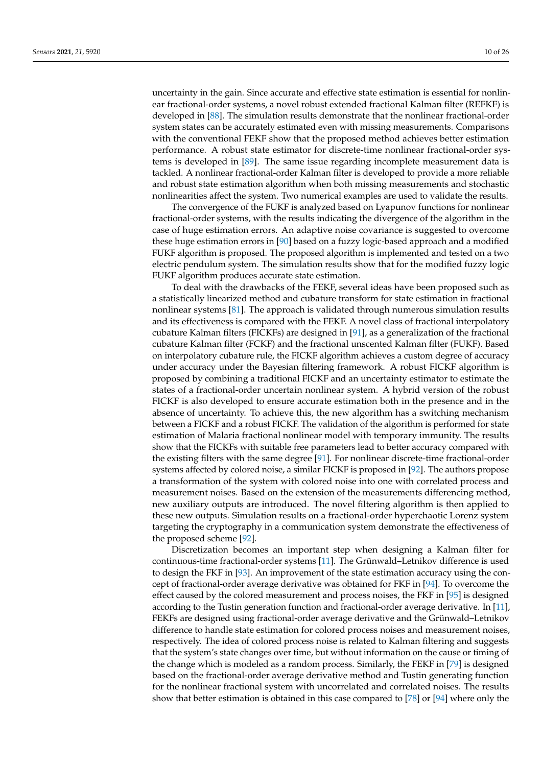uncertainty in the gain. Since accurate and effective state estimation is essential for nonlinear fractional-order systems, a novel robust extended fractional Kalman filter (REFKF) is developed in [88]. The simulation results demonstrate that the nonlinear fractional-order system states can be accurately estimated even with missing measurements. Comparisons with the conventional FEKF show that the proposed method achieves better estimation performance. A robust state estimator for discrete-time nonlinear fractional-order systems is developed in [89]. The same issue regarding incomplete measurement data is tackled. A nonlinear fractional-order Kalman filter is developed to provide a more reliable and robust state estimation algorithm when both missing measurements and stochastic nonlinearities affect the system. Two numerical examples are used to validate the results.

The convergence of the FUKF is analyzed based on Lyapunov functions for nonlinear fractional-order systems, with the results indicating the divergence of the algorithm in the case of huge estimation errors. An adaptive noise covariance is suggested to overcome these huge estimation errors in [90] based on a fuzzy logic-based approach and a modified FUKF algorithm is proposed. The proposed algorithm is implemented and tested on a two electric pendulum system. The simulation results show that for the modified fuzzy logic FUKF algorithm produces accurate state estimation.

To deal with the drawbacks of the FEKF, several ideas have been proposed such as a statistically linearized method and cubature transform for state estimation in fractional nonlinear systems [81]. The approach is validated through numerous simulation results and its effectiveness is compared with the FEKF. A novel class of fractional interpolatory cubature Kalman filters (FICKFs) are designed in [91], as a generalization of the fractional cubature Kalman filter (FCKF) and the fractional unscented Kalman filter (FUKF). Based on interpolatory cubature rule, the FICKF algorithm achieves a custom degree of accuracy under accuracy under the Bayesian filtering framework. A robust FICKF algorithm is proposed by combining a traditional FICKF and an uncertainty estimator to estimate the states of a fractional-order uncertain nonlinear system. A hybrid version of the robust FICKF is also developed to ensure accurate estimation both in the presence and in the absence of uncertainty. To achieve this, the new algorithm has a switching mechanism between a FICKF and a robust FICKF. The validation of the algorithm is performed for state estimation of Malaria fractional nonlinear model with temporary immunity. The results show that the FICKFs with suitable free parameters lead to better accuracy compared with the existing filters with the same degree [91]. For nonlinear discrete-time fractional-order systems affected by colored noise, a similar FICKF is proposed in [92]. The authors propose a transformation of the system with colored noise into one with correlated process and measurement noises. Based on the extension of the measurements differencing method, new auxiliary outputs are introduced. The novel filtering algorithm is then applied to these new outputs. Simulation results on a fractional-order hyperchaotic Lorenz system targeting the cryptography in a communication system demonstrate the effectiveness of the proposed scheme [92].

Discretization becomes an important step when designing a Kalman filter for continuous-time fractional-order systems [11]. The Grünwald–Letnikov difference is used to design the FKF in [93]. An improvement of the state estimation accuracy using the concept of fractional-order average derivative was obtained for FKF in [94]. To overcome the effect caused by the colored measurement and process noises, the FKF in [95] is designed according to the Tustin generation function and fractional-order average derivative. In [11], FEKFs are designed using fractional-order average derivative and the Grünwald–Letnikov difference to handle state estimation for colored process noises and measurement noises, respectively. The idea of colored process noise is related to Kalman filtering and suggests that the system's state changes over time, but without information on the cause or timing of the change which is modeled as a random process. Similarly, the FEKF in [79] is designed based on the fractional-order average derivative method and Tustin generating function for the nonlinear fractional system with uncorrelated and correlated noises. The results show that better estimation is obtained in this case compared to [78] or [94] where only the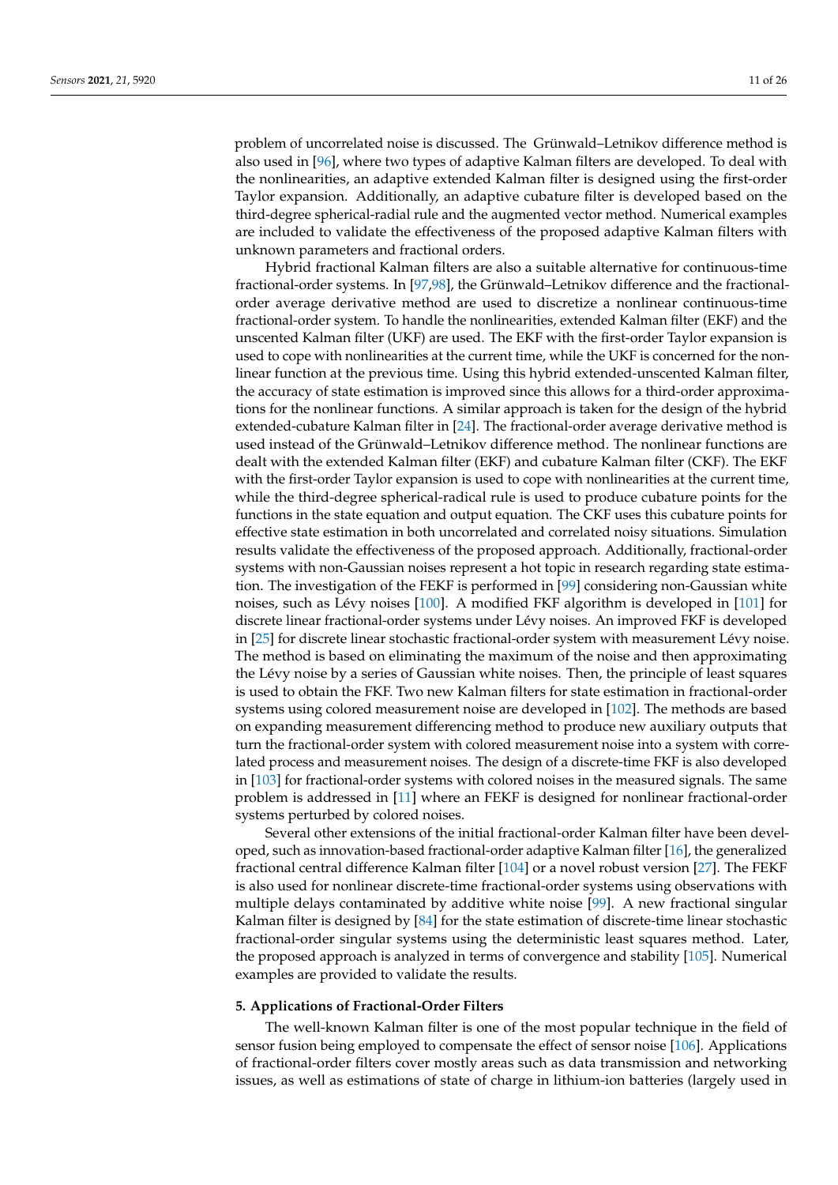problem of uncorrelated noise is discussed. The Grünwald–Letnikov difference method is also used in [96], where two types of adaptive Kalman filters are developed. To deal with the nonlinearities, an adaptive extended Kalman filter is designed using the first-order Taylor expansion. Additionally, an adaptive cubature filter is developed based on the third-degree spherical-radial rule and the augmented vector method. Numerical examples are included to validate the effectiveness of the proposed adaptive Kalman filters with unknown parameters and fractional orders.

Hybrid fractional Kalman filters are also a suitable alternative for continuous-time fractional-order systems. In [97,98], the Grünwald–Letnikov difference and the fractional-order average derivative method are used to discretize a nonlinear continuous-time fractional-order system. To handle the nonlinearities, extended Kalman filter (EKF) and the unscented Kalman filter (UKF) are used. The EKF with the first-order Taylor expansion is used to cope with nonlinearities at the current time, while the UKF is concerned for the nonlinear function at the previous time. Using this hybrid extended-unscented Kalman filter, the accuracy of state estimation is improved since this allows for a third-order approximations for the nonlinear functions. A similar approach is taken for the design of the hybrid extended-cubature Kalman filter in [24]. The fractional-order average derivative method is used instead of the Grünwald–Letnikov difference method. The nonlinear functions are dealt with the extended Kalman filter (EKF) and cubature Kalman filter (CKF). The EKF with the first-order Taylor expansion is used to cope with nonlinearities at the current time, while the third-degree spherical-radical rule is used to produce cubature points for the functions in the state equation and output equation. The CKF uses this cubature points for effective state estimation in both uncorrelated and correlated noisy situations. Simulation results validate the effectiveness of the proposed approach. Additionally, fractional-order systems with non-Gaussian noises represent a hot topic in research regarding state estimation. The investigation of the FEKF is performed in [99] considering non-Gaussian white noises, such as Lévy noises [100]. A modified FKF algorithm is developed in [101] for discrete linear fractional-order systems under Lévy noises. An improved FKF is developed in [25] for discrete linear stochastic fractional-order system with measurement Lévy noise. The method is based on eliminating the maximum of the noise and then approximating the Lévy noise by a series of Gaussian white noises. Then, the principle of least squares is used to obtain the FKF. Two new Kalman filters for state estimation in fractional-order systems using colored measurement noise are developed in [102]. The methods are based on expanding measurement differencing method to produce new auxiliary outputs that turn the fractional-order system with colored measurement noise into a system with correlated process and measurement noises. The design of a discrete-time FKF is also developed in [103] for fractional-order systems with colored noises in the measured signals. The same problem is addressed in [11] where an FEKF is designed for nonlinear fractional-order systems perturbed by colored noises.

Several other extensions of the initial fractional-order Kalman filter have been developed, such as innovation-based fractional-order adaptive Kalman filter [16], the generalized fractional central difference Kalman filter [104] or a novel robust version [27]. The FEKF is also used for nonlinear discrete-time fractional-order systems using observations with multiple delays contaminated by additive white noise [99]. A new fractional singular Kalman filter is designed by [84] for the state estimation of discrete-time linear stochastic fractional-order singular systems using the deterministic least squares method. Later, the proposed approach is analyzed in terms of convergence and stability [105]. Numerical examples are provided to validate the results.

## 5. Applications of Fractional-Order Filters

The well-known Kalman filter is one of the most popular technique in the field of sensor fusion being employed to compensate the effect of sensor noise [106]. Applications of fractional-order filters cover mostly areas such as data transmission and networking issues, as well as estimations of state of charge in lithium-ion batteries (largely used in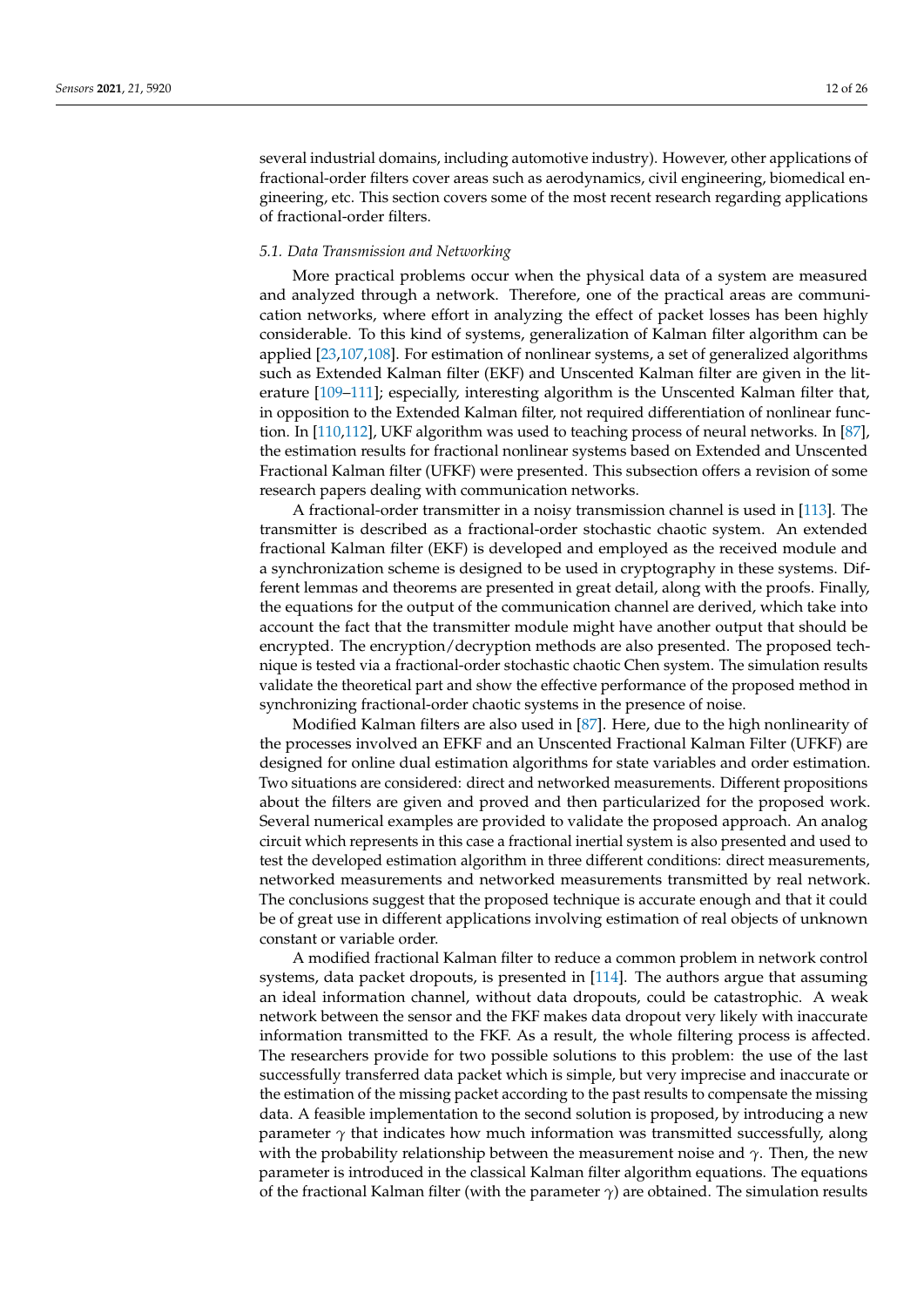several industrial domains, including automotive industry). However, other applications of fractional-order filters cover areas such as aerodynamics, civil engineering, biomedical engineering, etc. This section covers some of the most recent research regarding applications of fractional-order filters.

### *5.1. Data Transmission and Networking*

More practical problems occur when the physical data of a system are measured and analyzed through a network. Therefore, one of the practical areas are communication networks, where effort in analyzing the effect of packet losses has been highly considerable. To this kind of systems, generalization of Kalman filter algorithm can be applied [23,107,108]. For estimation of nonlinear systems, a set of generalized algorithms such as Extended Kalman filter (EKF) and Unscented Kalman filter are given in the literature [109–111]; especially, interesting algorithm is the Unscented Kalman filter that, in opposition to the Extended Kalman filter, not required differentiation of nonlinear function. In [110,112], UKF algorithm was used to teaching process of neural networks. In [87], the estimation results for fractional nonlinear systems based on Extended and Unscented Fractional Kalman filter (UFKF) were presented. This subsection offers a revision of some research papers dealing with communication networks.

A fractional-order transmitter in a noisy transmission channel is used in [113]. The transmitter is described as a fractional-order stochastic chaotic system. An extended fractional Kalman filter (EKF) is developed and employed as the received module and a synchronization scheme is designed to be used in cryptography in these systems. Different lemmas and theorems are presented in great detail, along with the proofs. Finally, the equations for the output of the communication channel are derived, which take into account the fact that the transmitter module might have another output that should be encrypted. The encryption/decryption methods are also presented. The proposed technique is tested via a fractional-order stochastic chaotic Chen system. The simulation results validate the theoretical part and show the effective performance of the proposed method in synchronizing fractional-order chaotic systems in the presence of noise.

Modified Kalman filters are also used in [87]. Here, due to the high nonlinearity of the processes involved an EFKF and an Unscented Fractional Kalman Filter (UFKF) are designed for online dual estimation algorithms for state variables and order estimation. Two situations are considered: direct and networked measurements. Different propositions about the filters are given and proved and then particularized for the proposed work. Several numerical examples are provided to validate the proposed approach. An analog circuit which represents in this case a fractional inertial system is also presented and used to test the developed estimation algorithm in three different conditions: direct measurements, networked measurements and networked measurements transmitted by real network. The conclusions suggest that the proposed technique is accurate enough and that it could be of great use in different applications involving estimation of real objects of unknown constant or variable order.

A modified fractional Kalman filter to reduce a common problem in network control systems, data packet dropouts, is presented in [114]. The authors argue that assuming an ideal information channel, without data dropouts, could be catastrophic. A weak network between the sensor and the FKF makes data dropout very likely with inaccurate information transmitted to the FKF. As a result, the whole filtering process is affected. The researchers provide for two possible solutions to this problem: the use of the last successfully transferred data packet which is simple, but very imprecise and inaccurate or the estimation of the missing packet according to the past results to compensate the missing data. A feasible implementation to the second solution is proposed, by introducing a new parameter $\gamma$ that indicates how much information was transmitted successfully, along with the probability relationship between the measurement noise and $\gamma$. Then, the new parameter is introduced in the classical Kalman filter algorithm equations. The equations of the fractional Kalman filter (with the parameter $\gamma$) are obtained. The simulation results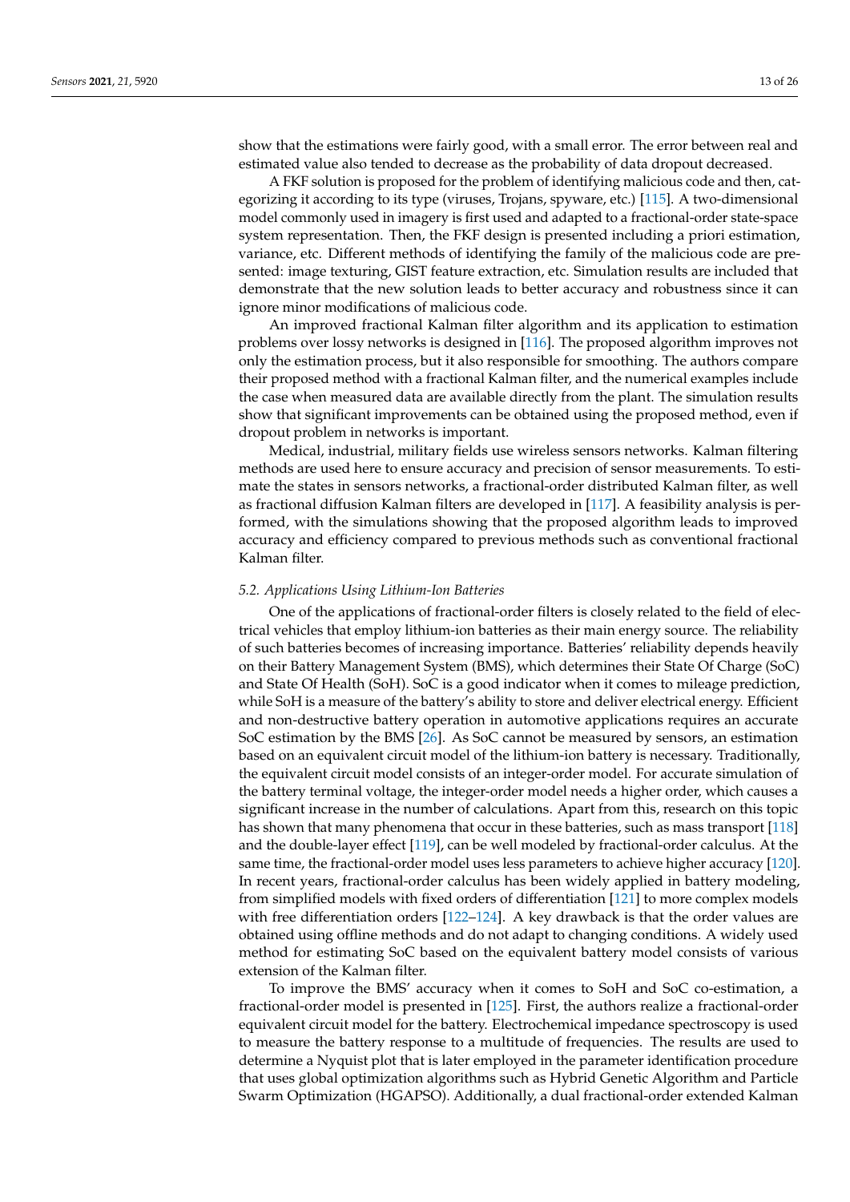show that the estimations were fairly good, with a small error. The error between real and estimated value also tended to decrease as the probability of data dropout decreased.

A FKF solution is proposed for the problem of identifying malicious code and then, categorizing it according to its type (viruses, Trojans, spyware, etc.) [115]. A two-dimensional model commonly used in imagery is first used and adapted to a fractional-order state-space system representation. Then, the FKF design is presented including a priori estimation, variance, etc. Different methods of identifying the family of the malicious code are presented: image texturing, GIST feature extraction, etc. Simulation results are included that demonstrate that the new solution leads to better accuracy and robustness since it can ignore minor modifications of malicious code.

An improved fractional Kalman filter algorithm and its application to estimation problems over lossy networks is designed in [116]. The proposed algorithm improves not only the estimation process, but it also responsible for smoothing. The authors compare their proposed method with a fractional Kalman filter, and the numerical examples include the case when measured data are available directly from the plant. The simulation results show that significant improvements can be obtained using the proposed method, even if dropout problem in networks is important.

Medical, industrial, military fields use wireless sensors networks. Kalman filtering methods are used here to ensure accuracy and precision of sensor measurements. To estimate the states in sensors networks, a fractional-order distributed Kalman filter, as well as fractional diffusion Kalman filters are developed in [117]. A feasibility analysis is performed, with the simulations showing that the proposed algorithm leads to improved accuracy and efficiency compared to previous methods such as conventional fractional Kalman filter.

### *5.2. Applications Using Lithium-Ion Batteries*

One of the applications of fractional-order filters is closely related to the field of electrical vehicles that employ lithium-ion batteries as their main energy source. The reliability of such batteries becomes of increasing importance. Batteries' reliability depends heavily on their Battery Management System (BMS), which determines their State Of Charge (SoC) and State Of Health (SoH). SoC is a good indicator when it comes to mileage prediction, while SoH is a measure of the battery's ability to store and deliver electrical energy. Efficient and non-destructive battery operation in automotive applications requires an accurate SoC estimation by the BMS [26]. As SoC cannot be measured by sensors, an estimation based on an equivalent circuit model of the lithium-ion battery is necessary. Traditionally, the equivalent circuit model consists of an integer-order model. For accurate simulation of the battery terminal voltage, the integer-order model needs a higher order, which causes a significant increase in the number of calculations. Apart from this, research on this topic has shown that many phenomena that occur in these batteries, such as mass transport [118] and the double-layer effect [119], can be well modeled by fractional-order calculus. At the same time, the fractional-order model uses less parameters to achieve higher accuracy [120]. In recent years, fractional-order calculus has been widely applied in battery modeling, from simplified models with fixed orders of differentiation [121] to more complex models with free differentiation orders [122–124]. A key drawback is that the order values are obtained using offline methods and do not adapt to changing conditions. A widely used method for estimating SoC based on the equivalent battery model consists of various extension of the Kalman filter.

To improve the BMS' accuracy when it comes to SoH and SoC co-estimation, a fractional-order model is presented in [125]. First, the authors realize a fractional-order equivalent circuit model for the battery. Electrochemical impedance spectroscopy is used to measure the battery response to a multitude of frequencies. The results are used to determine a Nyquist plot that is later employed in the parameter identification procedure that uses global optimization algorithms such as Hybrid Genetic Algorithm and Particle Swarm Optimization (HGAPSO). Additionally, a dual fractional-order extended Kalman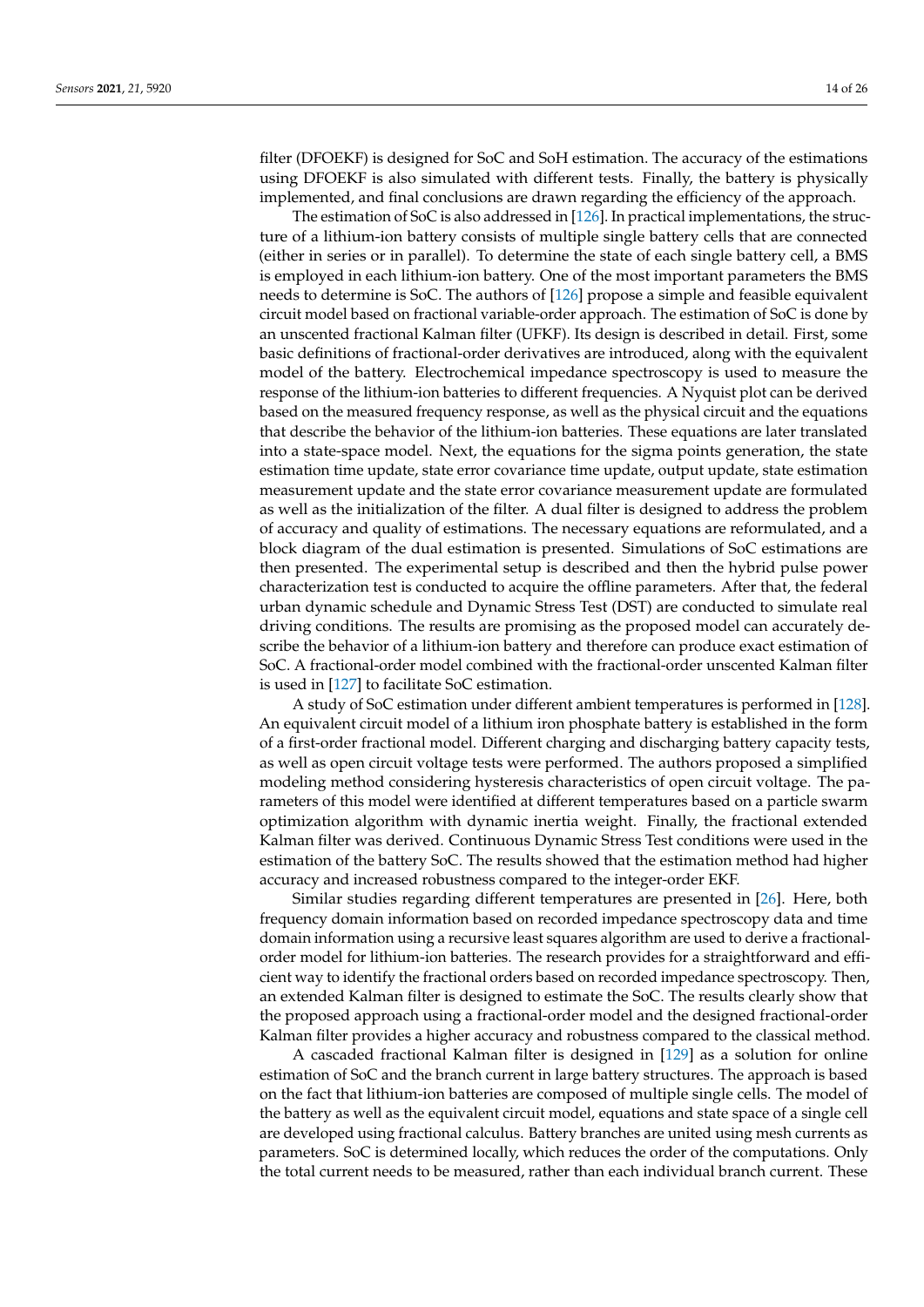filter (DFOEKF) is designed for SoC and SoH estimation. The accuracy of the estimations using DFOEKF is also simulated with different tests. Finally, the battery is physically implemented, and final conclusions are drawn regarding the efficiency of the approach.

The estimation of SoC is also addressed in [126]. In practical implementations, the structure of a lithium-ion battery consists of multiple single battery cells that are connected (either in series or in parallel). To determine the state of each single battery cell, a BMS is employed in each lithium-ion battery. One of the most important parameters the BMS needs to determine is SoC. The authors of [126] propose a simple and feasible equivalent circuit model based on fractional variable-order approach. The estimation of SoC is done by an unscented fractional Kalman filter (UFKF). Its design is described in detail. First, some basic definitions of fractional-order derivatives are introduced, along with the equivalent model of the battery. Electrochemical impedance spectroscopy is used to measure the response of the lithium-ion batteries to different frequencies. A Nyquist plot can be derived based on the measured frequency response, as well as the physical circuit and the equations that describe the behavior of the lithium-ion batteries. These equations are later translated into a state-space model. Next, the equations for the sigma points generation, the state estimation time update, state error covariance time update, output update, state estimation measurement update and the state error covariance measurement update are formulated as well as the initialization of the filter. A dual filter is designed to address the problem of accuracy and quality of estimations. The necessary equations are reformulated, and a block diagram of the dual estimation is presented. Simulations of SoC estimations are then presented. The experimental setup is described and then the hybrid pulse power characterization test is conducted to acquire the offline parameters. After that, the federal urban dynamic schedule and Dynamic Stress Test (DST) are conducted to simulate real driving conditions. The results are promising as the proposed model can accurately describe the behavior of a lithium-ion battery and therefore can produce exact estimation of SoC. A fractional-order model combined with the fractional-order unscented Kalman filter is used in [127] to facilitate SoC estimation.

A study of SoC estimation under different ambient temperatures is performed in [128]. An equivalent circuit model of a lithium iron phosphate battery is established in the form of a first-order fractional model. Different charging and discharging battery capacity tests, as well as open circuit voltage tests were performed. The authors proposed a simplified modeling method considering hysteresis characteristics of open circuit voltage. The parameters of this model were identified at different temperatures based on a particle swarm optimization algorithm with dynamic inertia weight. Finally, the fractional extended Kalman filter was derived. Continuous Dynamic Stress Test conditions were used in the estimation of the battery SoC. The results showed that the estimation method had higher accuracy and increased robustness compared to the integer-order EKF.

Similar studies regarding different temperatures are presented in [26]. Here, both frequency domain information based on recorded impedance spectroscopy data and time domain information using a recursive least squares algorithm are used to derive a fractional-order model for lithium-ion batteries. The research provides for a straightforward and efficient way to identify the fractional orders based on recorded impedance spectroscopy. Then, an extended Kalman filter is designed to estimate the SoC. The results clearly show that the proposed approach using a fractional-order model and the designed fractional-order Kalman filter provides a higher accuracy and robustness compared to the classical method.

A cascaded fractional Kalman filter is designed in [129] as a solution for online estimation of SoC and the branch current in large battery structures. The approach is based on the fact that lithium-ion batteries are composed of multiple single cells. The model of the battery as well as the equivalent circuit model, equations and state space of a single cell are developed using fractional calculus. Battery branches are united using mesh currents as parameters. SoC is determined locally, which reduces the order of the computations. Only the total current needs to be measured, rather than each individual branch current. These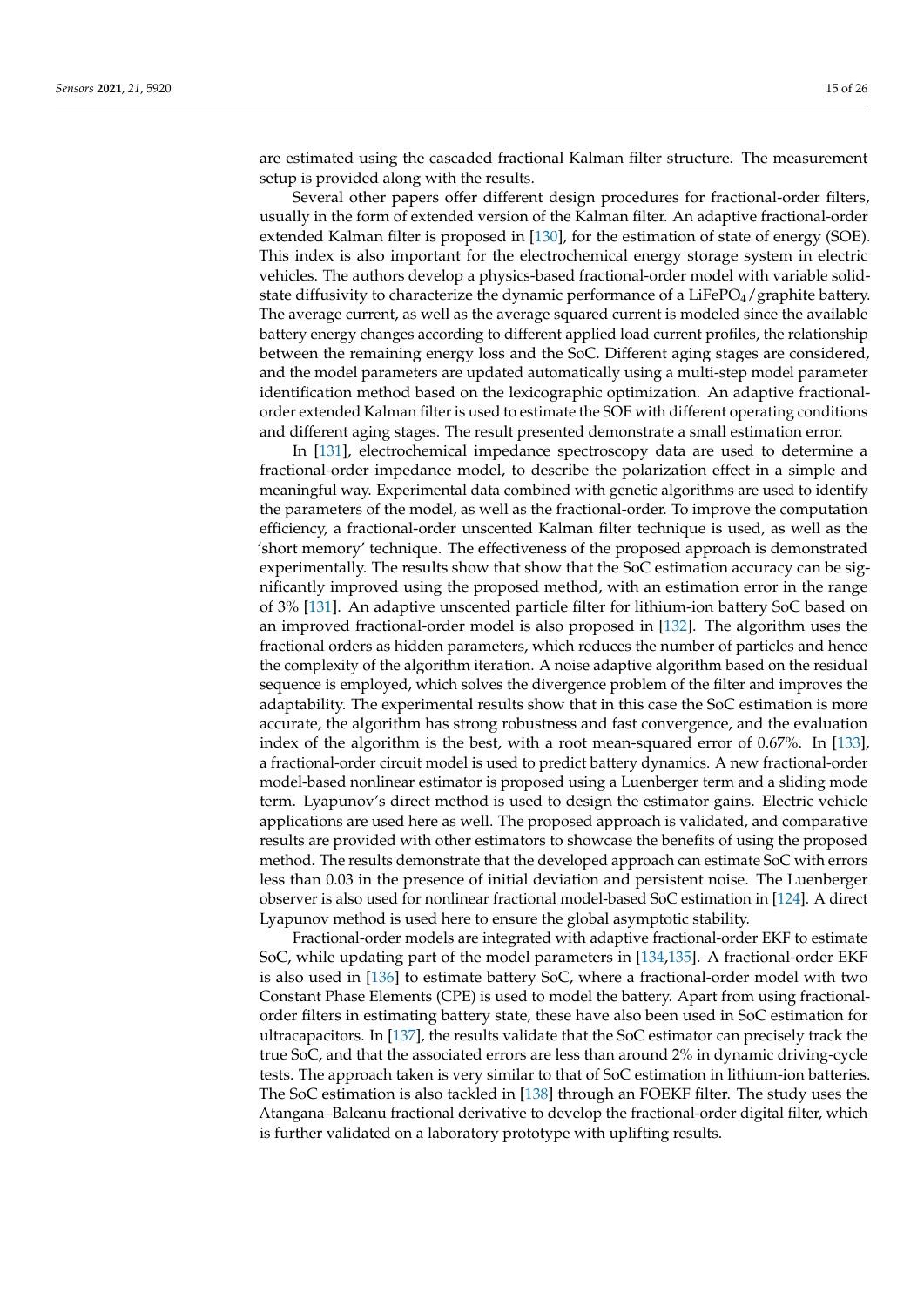are estimated using the cascaded fractional Kalman filter structure. The measurement setup is provided along with the results.

Several other papers offer different design procedures for fractional-order filters, usually in the form of extended version of the Kalman filter. An adaptive fractional-order extended Kalman filter is proposed in [130], for the estimation of state of energy (SOE). This index is also important for the electrochemical energy storage system in electric vehicles. The authors develop a physics-based fractional-order model with variable solid-state diffusivity to characterize the dynamic performance of a $LiFePO_4$/graphite battery. The average current, as well as the average squared current is modeled since the available battery energy changes according to different applied load current profiles, the relationship between the remaining energy loss and the SoC. Different aging stages are considered, and the model parameters are updated automatically using a multi-step model parameter identification method based on the lexicographic optimization. An adaptive fractional-order extended Kalman filter is used to estimate the SOE with different operating conditions and different aging stages. The result presented demonstrate a small estimation error.

In [131], electrochemical impedance spectroscopy data are used to determine a fractional-order impedance model, to describe the polarization effect in a simple and meaningful way. Experimental data combined with genetic algorithms are used to identify the parameters of the model, as well as the fractional-order. To improve the computation efficiency, a fractional-order unscented Kalman filter technique is used, as well as the 'short memory' technique. The effectiveness of the proposed approach is demonstrated experimentally. The results show that show that the SoC estimation accuracy can be significantly improved using the proposed method, with an estimation error in the range of 3% [131]. An adaptive unscented particle filter for lithium-ion battery SoC based on an improved fractional-order model is also proposed in [132]. The algorithm uses the fractional orders as hidden parameters, which reduces the number of particles and hence the complexity of the algorithm iteration. A noise adaptive algorithm based on the residual sequence is employed, which solves the divergence problem of the filter and improves the adaptability. The experimental results show that in this case the SoC estimation is more accurate, the algorithm has strong robustness and fast convergence, and the evaluation index of the algorithm is the best, with a root mean-squared error of 0.67%. In [133], a fractional-order circuit model is used to predict battery dynamics. A new fractional-order model-based nonlinear estimator is proposed using a Luenberger term and a sliding mode term. Lyapunov's direct method is used to design the estimator gains. Electric vehicle applications are used here as well. The proposed approach is validated, and comparative results are provided with other estimators to showcase the benefits of using the proposed method. The results demonstrate that the developed approach can estimate SoC with errors less than 0.03 in the presence of initial deviation and persistent noise. The Luenberger observer is also used for nonlinear fractional model-based SoC estimation in [124]. A direct Lyapunov method is used here to ensure the global asymptotic stability.

Fractional-order models are integrated with adaptive fractional-order EKF to estimate SoC, while updating part of the model parameters in [134,135]. A fractional-order EKF is also used in [136] to estimate battery SoC, where a fractional-order model with two Constant Phase Elements (CPE) is used to model the battery. Apart from using fractional-order filters in estimating battery state, these have also been used in SoC estimation for ultracapacitors. In [137], the results validate that the SoC estimator can precisely track the true SoC, and that the associated errors are less than around 2% in dynamic driving-cycle tests. The approach taken is very similar to that of SoC estimation in lithium-ion batteries. The SoC estimation is also tackled in [138] through an FOEKF filter. The study uses the Atangana–Baleanu fractional derivative to develop the fractional-order digital filter, which is further validated on a laboratory prototype with uplifting results.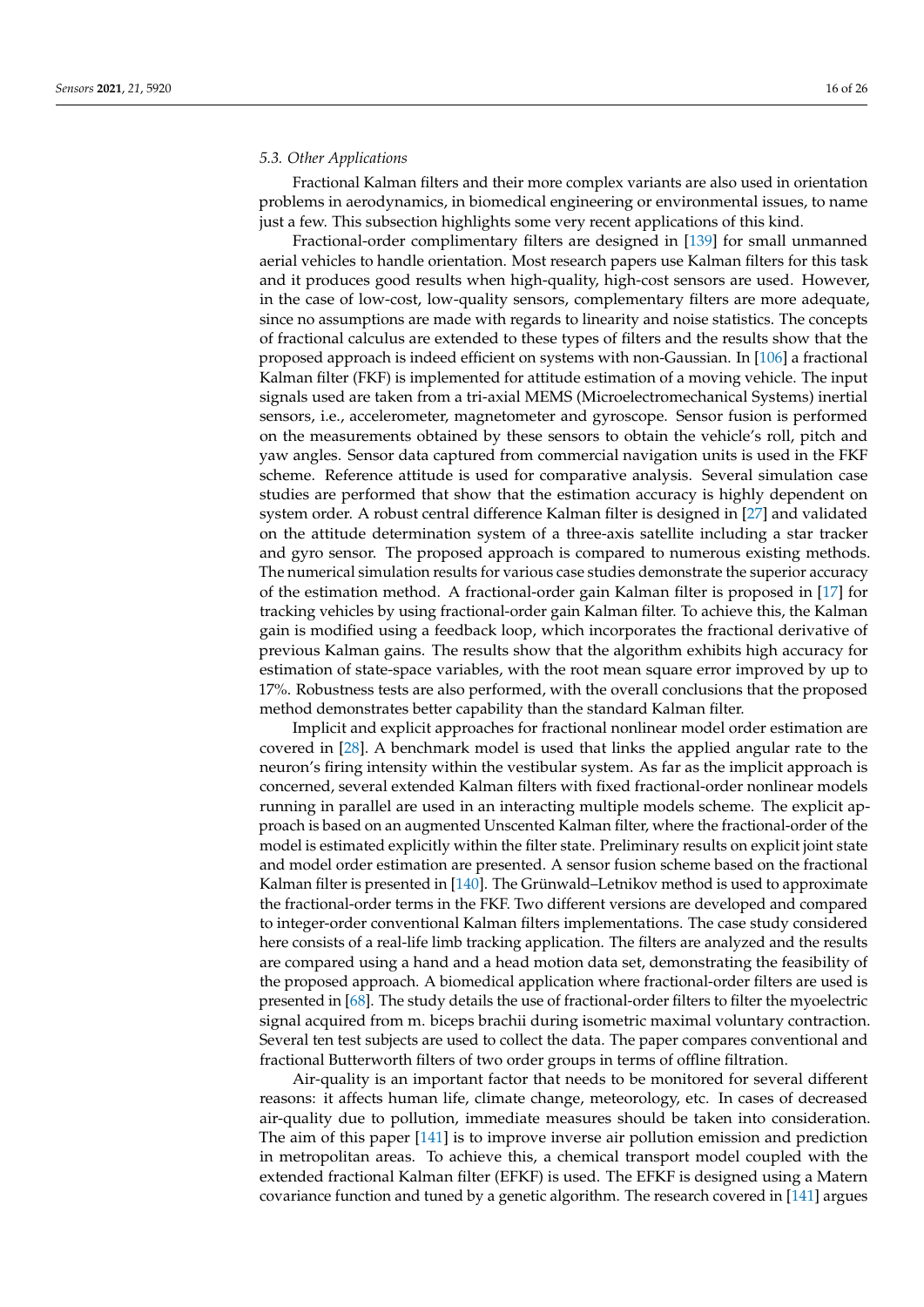### 5.3. Other Applications

Fractional Kalman filters and their more complex variants are also used in orientation problems in aerodynamics, in biomedical engineering or environmental issues, to name just a few. This subsection highlights some very recent applications of this kind.

Fractional-order complimentary filters are designed in [139] for small unmanned aerial vehicles to handle orientation. Most research papers use Kalman filters for this task and it produces good results when high-quality, high-cost sensors are used. However, in the case of low-cost, low-quality sensors, complementary filters are more adequate, since no assumptions are made with regards to linearity and noise statistics. The concepts of fractional calculus are extended to these types of filters and the results show that the proposed approach is indeed efficient on systems with non-Gaussian. In [106] a fractional Kalman filter (FKF) is implemented for attitude estimation of a moving vehicle. The input signals used are taken from a tri-axial MEMS (Microelectromechanical Systems) inertial sensors, i.e., accelerometer, magnetometer and gyroscope. Sensor fusion is performed on the measurements obtained by these sensors to obtain the vehicle's roll, pitch and yaw angles. Sensor data captured from commercial navigation units is used in the FKF scheme. Reference attitude is used for comparative analysis. Several simulation case studies are performed that show that the estimation accuracy is highly dependent on system order. A robust central difference Kalman filter is designed in [27] and validated on the attitude determination system of a three-axis satellite including a star tracker and gyro sensor. The proposed approach is compared to numerous existing methods. The numerical simulation results for various case studies demonstrate the superior accuracy of the estimation method. A fractional-order gain Kalman filter is proposed in [17] for tracking vehicles by using fractional-order gain Kalman filter. To achieve this, the Kalman gain is modified using a feedback loop, which incorporates the fractional derivative of previous Kalman gains. The results show that the algorithm exhibits high accuracy for estimation of state-space variables, with the root mean square error improved by up to 17%. Robustness tests are also performed, with the overall conclusions that the proposed method demonstrates better capability than the standard Kalman filter.

Implicit and explicit approaches for fractional nonlinear model order estimation are covered in [28]. A benchmark model is used that links the applied angular rate to the neuron's firing intensity within the vestibular system. As far as the implicit approach is concerned, several extended Kalman filters with fixed fractional-order nonlinear models running in parallel are used in an interacting multiple models scheme. The explicit approach is based on an augmented Unscented Kalman filter, where the fractional-order of the model is estimated explicitly within the filter state. Preliminary results on explicit joint state and model order estimation are presented. A sensor fusion scheme based on the fractional Kalman filter is presented in [140]. The Grünwald–Letnikov method is used to approximate the fractional-order terms in the FKF. Two different versions are developed and compared to integer-order conventional Kalman filters implementations. The case study considered here consists of a real-life limb tracking application. The filters are analyzed and the results are compared using a hand and a head motion data set, demonstrating the feasibility of the proposed approach. A biomedical application where fractional-order filters are used is presented in [68]. The study details the use of fractional-order filters to filter the myoelectric signal acquired from m. biceps brachii during isometric maximal voluntary contraction. Several ten test subjects are used to collect the data. The paper compares conventional and fractional Butterworth filters of two order groups in terms of offline filtration.

Air-quality is an important factor that needs to be monitored for several different reasons: it affects human life, climate change, meteorology, etc. In cases of decreased air-quality due to pollution, immediate measures should be taken into consideration. The aim of this paper [141] is to improve inverse air pollution emission and prediction in metropolitan areas. To achieve this, a chemical transport model coupled with the extended fractional Kalman filter (EFKF) is used. The EFKF is designed using a Matern covariance function and tuned by a genetic algorithm. The research covered in [141] argues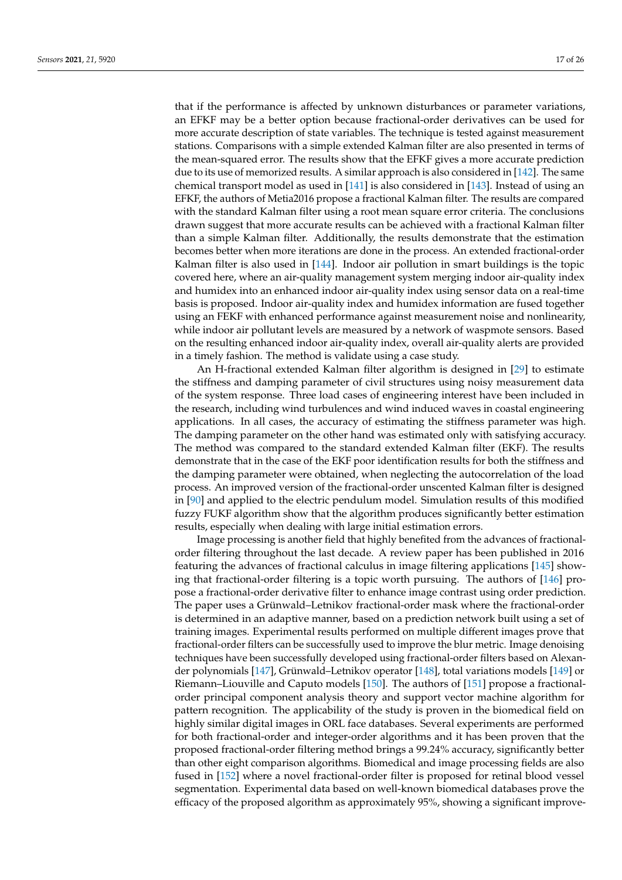that if the performance is affected by unknown disturbances or parameter variations, an EFKF may be a better option because fractional-order derivatives can be used for more accurate description of state variables. The technique is tested against measurement stations. Comparisons with a simple extended Kalman filter are also presented in terms of the mean-squared error. The results show that the EFKF gives a more accurate prediction due to its use of memorized results. A similar approach is also considered in [142]. The same chemical transport model as used in [141] is also considered in [143]. Instead of using an EFKF, the authors of Metia2016 propose a fractional Kalman filter. The results are compared with the standard Kalman filter using a root mean square error criteria. The conclusions drawn suggest that more accurate results can be achieved with a fractional Kalman filter than a simple Kalman filter. Additionally, the results demonstrate that the estimation becomes better when more iterations are done in the process. An extended fractional-order Kalman filter is also used in [144]. Indoor air pollution in smart buildings is the topic covered here, where an air-quality management system merging indoor air-quality index and humidex into an enhanced indoor air-quality index using sensor data on a real-time basis is proposed. Indoor air-quality index and humidex information are fused together using an FEKF with enhanced performance against measurement noise and nonlinearity, while indoor air pollutant levels are measured by a network of waspmote sensors. Based on the resulting enhanced indoor air-quality index, overall air-quality alerts are provided in a timely fashion. The method is validate using a case study.

An H-fractional extended Kalman filter algorithm is designed in [29] to estimate the stiffness and damping parameter of civil structures using noisy measurement data of the system response. Three load cases of engineering interest have been included in the research, including wind turbulences and wind induced waves in coastal engineering applications. In all cases, the accuracy of estimating the stiffness parameter was high. The damping parameter on the other hand was estimated only with satisfying accuracy. The method was compared to the standard extended Kalman filter (EKF). The results demonstrate that in the case of the EKF poor identification results for both the stiffness and the damping parameter were obtained, when neglecting the autocorrelation of the load process. An improved version of the fractional-order unscented Kalman filter is designed in [90] and applied to the electric pendulum model. Simulation results of this modified fuzzy FUKF algorithm show that the algorithm produces significantly better estimation results, especially when dealing with large initial estimation errors.

Image processing is another field that highly benefited from the advances of fractional-order filtering throughout the last decade. A review paper has been published in 2016 featuring the advances of fractional calculus in image filtering applications [145] showing that fractional-order filtering is a topic worth pursuing. The authors of [146] propose a fractional-order derivative filter to enhance image contrast using order prediction. The paper uses a Grünwald–Letnikov fractional-order mask where the fractional-order is determined in an adaptive manner, based on a prediction network built using a set of training images. Experimental results performed on multiple different images prove that fractional-order filters can be successfully used to improve the blur metric. Image denoising techniques have been successfully developed using fractional-order filters based on Alexander polynomials [147], Grünwald–Letnikov operator [148], total variations models [149] or Riemann–Liouville and Caputo models [150]. The authors of [151] propose a fractional-order principal component analysis theory and support vector machine algorithm for pattern recognition. The applicability of the study is proven in the biomedical field on highly similar digital images in ORL face databases. Several experiments are performed for both fractional-order and integer-order algorithms and it has been proven that the proposed fractional-order filtering method brings a 99.24% accuracy, significantly better than other eight comparison algorithms. Biomedical and image processing fields are also fused in [152] where a novel fractional-order filter is proposed for retinal blood vessel segmentation. Experimental data based on well-known biomedical databases prove the efficacy of the proposed algorithm as approximately 95%, showing a significant improve-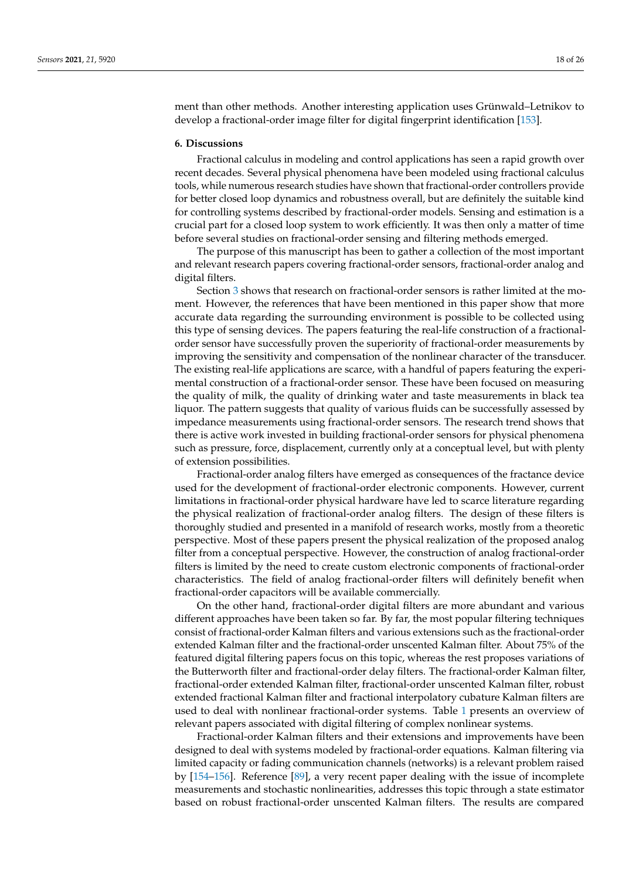ment than other methods. Another interesting application uses Grünwald–Letnikov to develop a fractional-order image filter for digital fingerprint identification [153].

## 6. Discussions

Fractional calculus in modeling and control applications has seen a rapid growth over recent decades. Several physical phenomena have been modeled using fractional calculus tools, while numerous research studies have shown that fractional-order controllers provide for better closed loop dynamics and robustness overall, but are definitely the suitable kind for controlling systems described by fractional-order models. Sensing and estimation is a crucial part for a closed loop system to work efficiently. It was then only a matter of time before several studies on fractional-order sensing and filtering methods emerged.

The purpose of this manuscript has been to gather a collection of the most important and relevant research papers covering fractional-order sensors, fractional-order analog and digital filters.

Section 3 shows that research on fractional-order sensors is rather limited at the moment. However, the references that have been mentioned in this paper show that more accurate data regarding the surrounding environment is possible to be collected using this type of sensing devices. The papers featuring the real-life construction of a fractional-order sensor have successfully proven the superiority of fractional-order measurements by improving the sensitivity and compensation of the nonlinear character of the transducer. The existing real-life applications are scarce, with a handful of papers featuring the experimental construction of a fractional-order sensor. These have been focused on measuring the quality of milk, the quality of drinking water and taste measurements in black tea liquor. The pattern suggests that quality of various fluids can be successfully assessed by impedance measurements using fractional-order sensors. The research trend shows that there is active work invested in building fractional-order sensors for physical phenomena such as pressure, force, displacement, currently only at a conceptual level, but with plenty of extension possibilities.

Fractional-order analog filters have emerged as consequences of the fractance device used for the development of fractional-order electronic components. However, current limitations in fractional-order physical hardware have led to scarce literature regarding the physical realization of fractional-order analog filters. The design of these filters is thoroughly studied and presented in a manifold of research works, mostly from a theoretic perspective. Most of these papers present the physical realization of the proposed analog filter from a conceptual perspective. However, the construction of analog fractional-order filters is limited by the need to create custom electronic components of fractional-order characteristics. The field of analog fractional-order filters will definitely benefit when fractional-order capacitors will be available commercially.

On the other hand, fractional-order digital filters are more abundant and various different approaches have been taken so far. By far, the most popular filtering techniques consist of fractional-order Kalman filters and various extensions such as the fractional-order extended Kalman filter and the fractional-order unscented Kalman filter. About 75% of the featured digital filtering papers focus on this topic, whereas the rest proposes variations of the Butterworth filter and fractional-order delay filters. The fractional-order Kalman filter, fractional-order extended Kalman filter, fractional-order unscented Kalman filter, robust extended fractional Kalman filter and fractional interpolatory cubature Kalman filters are used to deal with nonlinear fractional-order systems. Table 1 presents an overview of relevant papers associated with digital filtering of complex nonlinear systems.

Fractional-order Kalman filters and their extensions and improvements have been designed to deal with systems modeled by fractional-order equations. Kalman filtering via limited capacity or fading communication channels (networks) is a relevant problem raised by [154–156]. Reference [89], a very recent paper dealing with the issue of incomplete measurements and stochastic nonlinearities, addresses this topic through a state estimator based on robust fractional-order unscented Kalman filters. The results are compared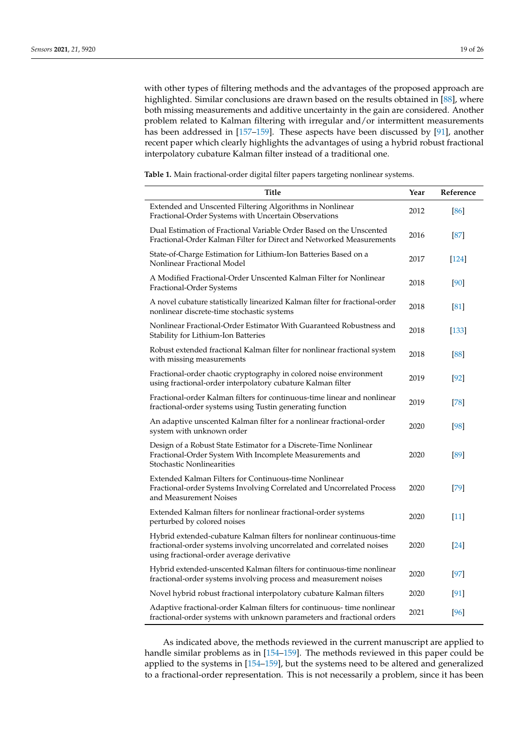with other types of filtering methods and the advantages of the proposed approach are highlighted. Similar conclusions are drawn based on the results obtained in [88], where both missing measurements and additive uncertainty in the gain are considered. Another problem related to Kalman filtering with irregular and/or intermittent measurements has been addressed in [157–159]. These aspects have been discussed by [91], another recent paper which clearly highlights the advantages of using a hybrid robust fractional interpolatory cubature Kalman filter instead of a traditional one.

**Table 1.** Main fractional-order digital filter papers targeting nonlinear systems.

| Title | Year | Reference |
|---|---|---|
| Extended and Unscented Filtering Algorithms in Nonlinear Fractional-Order Systems with Uncertain Observations | 2012 | [86] |
| Dual Estimation of Fractional Variable Order Based on the Unscented Fractional-Order Kalman Filter for Direct and Networked Measurements | 2016 | [87] |
| State-of-Charge Estimation for Lithium-Ion Batteries Based on a Nonlinear Fractional Model | 2017 | [124] |
| A Modified Fractional-Order Unscented Kalman Filter for Nonlinear Fractional-Order Systems | 2018 | [90] |
| A novel cubature statistically linearized Kalman filter for fractional-order nonlinear discrete-time stochastic systems | 2018 | [81] |
| Nonlinear Fractional-Order Estimator With Guaranteed Robustness and Stability for Lithium-Ion Batteries | 2018 | [133] |
| Robust extended fractional Kalman filter for nonlinear fractional system with missing measurements | 2018 | [88] |
| Fractional-order chaotic cryptography in colored noise environment using fractional-order interpolatory cubature Kalman filter | 2019 | [92] |
| Fractional-order Kalman filters for continuous-time linear and nonlinear fractional-order systems using Tustin generating function | 2019 | [78] |
| An adaptive unscented Kalman filter for a nonlinear fractional-order system with unknown order | 2020 | [98] |
| Design of a Robust State Estimator for a Discrete-Time Nonlinear Fractional-Order System With Incomplete Measurements and Stochastic Nonlinearities | 2020 | [89] |
| Extended Kalman Filters for Continuous-time Nonlinear Fractional-order Systems Involving Correlated and Uncorrelated Process and Measurement Noises | 2020 | [79] |
| Extended Kalman filters for nonlinear fractional-order systems perturbed by colored noises | 2020 | [11] |
| Hybrid extended-cubature Kalman filters for nonlinear continuous-time fractional-order systems involving uncorrelated and correlated noises using fractional-order average derivative | 2020 | [24] |
| Hybrid extended-unscented Kalman filters for continuous-time nonlinear fractional-order systems involving process and measurement noises | 2020 | [97] |
| Novel hybrid robust fractional interpolatory cubature Kalman filters | 2020 | [91] |
| Adaptive fractional-order Kalman filters for continuous- time nonlinear fractional-order systems with unknown parameters and fractional orders | 2021 | [96] |

As indicated above, the methods reviewed in the current manuscript are applied to handle similar problems as in [154–159]. The methods reviewed in this paper could be applied to the systems in [154–159], but the systems need to be altered and generalized to a fractional-order representation. This is not necessarily a problem, since it has been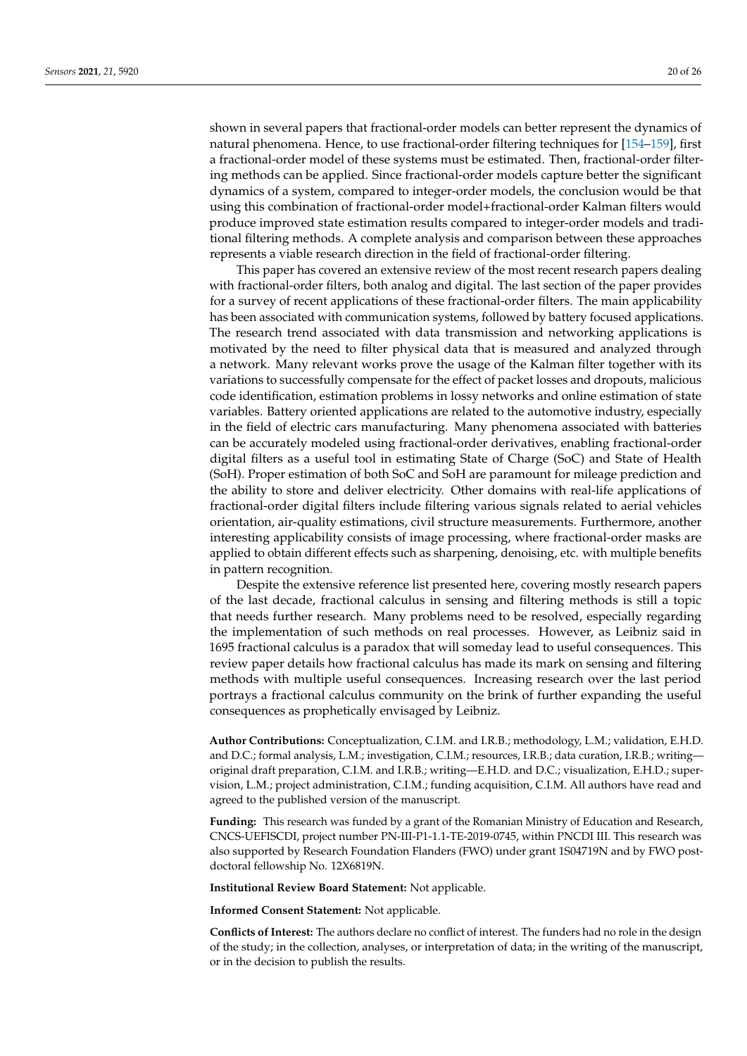shown in several papers that fractional-order models can better represent the dynamics of natural phenomena. Hence, to use fractional-order filtering techniques for [154–159], first a fractional-order model of these systems must be estimated. Then, fractional-order filtering methods can be applied. Since fractional-order models capture better the significant dynamics of a system, compared to integer-order models, the conclusion would be that using this combination of fractional-order model+fractional-order Kalman filters would produce improved state estimation results compared to integer-order models and traditional filtering methods. A complete analysis and comparison between these approaches represents a viable research direction in the field of fractional-order filtering.

This paper has covered an extensive review of the most recent research papers dealing with fractional-order filters, both analog and digital. The last section of the paper provides for a survey of recent applications of these fractional-order filters. The main applicability has been associated with communication systems, followed by battery focused applications. The research trend associated with data transmission and networking applications is motivated by the need to filter physical data that is measured and analyzed through a network. Many relevant works prove the usage of the Kalman filter together with its variations to successfully compensate for the effect of packet losses and dropouts, malicious code identification, estimation problems in lossy networks and online estimation of state variables. Battery oriented applications are related to the automotive industry, especially in the field of electric cars manufacturing. Many phenomena associated with batteries can be accurately modeled using fractional-order derivatives, enabling fractional-order digital filters as a useful tool in estimating State of Charge (SoC) and State of Health (SoH). Proper estimation of both SoC and SoH are paramount for mileage prediction and the ability to store and deliver electricity. Other domains with real-life applications of fractional-order digital filters include filtering various signals related to aerial vehicles orientation, air-quality estimations, civil structure measurements. Furthermore, another interesting applicability consists of image processing, where fractional-order masks are applied to obtain different effects such as sharpening, denoising, etc. with multiple benefits in pattern recognition.

Despite the extensive reference list presented here, covering mostly research papers of the last decade, fractional calculus in sensing and filtering methods is still a topic that needs further research. Many problems need to be resolved, especially regarding the implementation of such methods on real processes. However, as Leibniz said in 1695 fractional calculus is a paradox that will someday lead to useful consequences. This review paper details how fractional calculus has made its mark on sensing and filtering methods with multiple useful consequences. Increasing research over the last period portrays a fractional calculus community on the brink of further expanding the useful consequences as prophetically envisaged by Leibniz.

**Author Contributions:** Conceptualization, C.I.M. and I.R.B.; methodology, L.M.; validation, E.H.D. and D.C.; formal analysis, L.M.; investigation, C.I.M.; resources, I.R.B.; data curation, I.R.B.; writing—original draft preparation, C.I.M. and I.R.B.; writing—E.H.D. and D.C.; visualization, E.H.D.; supervision, L.M.; project administration, C.I.M.; funding acquisition, C.I.M. All authors have read and agreed to the published version of the manuscript.

**Funding:** This research was funded by a grant of the Romanian Ministry of Education and Research, CNCS-UEFISCDI, project number PN-III-P1-1.1-TE-2019-0745, within PNCDI III. This research was also supported by Research Foundation Flanders (FWO) under grant 1S04719N and by FWO postdoctoral fellowship No. 12X6819N.

**Institutional Review Board Statement:** Not applicable.

**Informed Consent Statement:** Not applicable.

**Conflicts of Interest:** The authors declare no conflict of interest. The funders had no role in the design of the study; in the collection, analyses, or interpretation of data; in the writing of the manuscript, or in the decision to publish the results.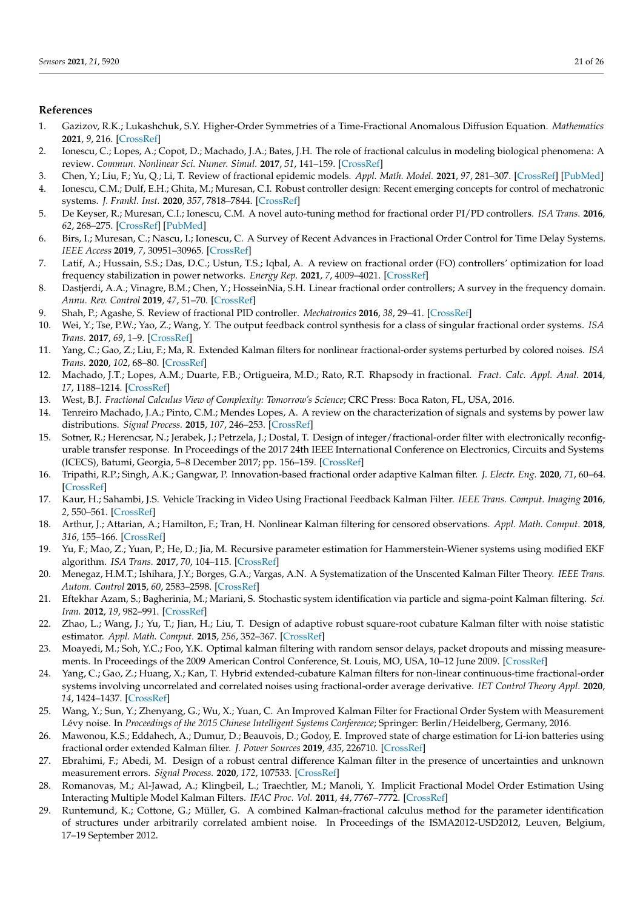## References

1. Gazizov, R.K.; Lukashchuk, S.Y. Higher-Order Symmetries of a Time-Fractional Anomalous Diffusion Equation. *Mathematics* **2021**, *9*, 216. [CrossRef]
2. Ionescu, C.; Lopes, A.; Copot, D.; Machado, J.A.; Bates, J.H. The role of fractional calculus in modeling biological phenomena: A review. *Commun. Nonlinear Sci. Numer. Simul.* **2017**, *51*, 141–159. [CrossRef]
3. Chen, Y.; Liu, F.; Yu, Q.; Li, T. Review of fractional epidemic models. *Appl. Math. Model.* **2021**, *97*, 281–307. [CrossRef] [PubMed]
4. Ionescu, C.M.; Dulf, E.H.; Ghita, M.; Muresan, C.I. Robust controller design: Recent emerging concepts for control of mechatronic systems. *J. Frankl. Inst.* **2020**, *357*, 7818–7844. [CrossRef]
5. De Keyser, R.; Muresan, C.I.; Ionescu, C.M. A novel auto-tuning method for fractional order PI/PD controllers. *ISA Trans.* **2016**, *62*, 268–275. [CrossRef] [PubMed]
6. Birs, I.; Muresan, C.; Nascu, I.; Ionescu, C. A Survey of Recent Advances in Fractional Order Control for Time Delay Systems. *IEEE Access* **2019**, *7*, 30951–30965. [CrossRef]
7. Latif, A.; Hussain, S.S.; Das, D.C.; Ustun, T.S.; Iqbal, A. A review on fractional order (FO) controllers' optimization for load frequency stabilization in power networks. *Energy Rep.* **2021**, *7*, 4009–4021. [CrossRef]
8. Dastjerdi, A.A.; Vinagre, B.M.; Chen, Y.; HosseinNia, S.H. Linear fractional order controllers; A survey in the frequency domain. *Annu. Rev. Control* **2019**, *47*, 51–70. [CrossRef]
9. Shah, P.; Agashe, S. Review of fractional PID controller. *Mechatronics* **2016**, *38*, 29–41. [CrossRef]
10. Wei, Y.; Tse, P.W.; Yao, Z.; Wang, Y. The output feedback control synthesis for a class of singular fractional order systems. *ISA Trans.* **2017**, *69*, 1–9. [CrossRef]
11. Yang, C.; Gao, Z.; Liu, F.; Ma, R. Extended Kalman filters for nonlinear fractional-order systems perturbed by colored noises. *ISA Trans.* **2020**, *102*, 68–80. [CrossRef]
12. Machado, J.T.; Lopes, A.M.; Duarte, F.B.; Ortigueira, M.D.; Rato, R.T. Rhapsody in fractional. *Fract. Calc. Appl. Anal.* **2014**, *17*, 1188–1214. [CrossRef]
13. West, B.J. *Fractional Calculus View of Complexity: Tomorrow's Science*; CRC Press: Boca Raton, FL, USA, 2016.
14. Tenreiro Machado, J.A.; Pinto, C.M.; Mendes Lopes, A. A review on the characterization of signals and systems by power law distributions. *Signal Process.* **2015**, *107*, 246–253. [CrossRef]
15. Sotner, R.; Herencsar, N.; Jerabek, J.; Petrzela, J.; Dostal, T. Design of integer/fractional-order filter with electronically reconfigurable transfer response. In Proceedings of the 2017 24th IEEE International Conference on Electronics, Circuits and Systems (ICECS), Batumi, Georgia, 5–8 December 2017; pp. 156–159. [CrossRef]
16. Tripathi, R.P.; Singh, A.K.; Gangwar, P. Innovation-based fractional order adaptive Kalman filter. *J. Electr. Eng.* **2020**, *71*, 60–64. [CrossRef]
17. Kaur, H.; Sahambi, J.S. Vehicle Tracking in Video Using Fractional Feedback Kalman Filter. *IEEE Trans. Comput. Imaging* **2016**, *2*, 550–561. [CrossRef]
18. Arthur, J.; Attarian, A.; Hamilton, F.; Tran, H. Nonlinear Kalman filtering for censored observations. *Appl. Math. Comput.* **2018**, *316*, 155–166. [CrossRef]
19. Yu, F.; Mao, Z.; Yuan, P.; He, D.; Jia, M. Recursive parameter estimation for Hammerstein-Wiener systems using modified EKF algorithm. *ISA Trans.* **2017**, *70*, 104–115. [CrossRef]
20. Menegaz, H.M.T.; Ishihara, J.Y.; Borges, G.A.; Vargas, A.N. A Systematization of the Unscented Kalman Filter Theory. *IEEE Trans. Autom. Control* **2015**, *60*, 2583–2598. [CrossRef]
21. Eftekhar Azam, S.; Bagherinia, M.; Mariani, S. Stochastic system identification via particle and sigma-point Kalman filtering. *Sci. Iran.* **2012**, *19*, 982–991. [CrossRef]
22. Zhao, L.; Wang, J.; Yu, T.; Jian, H.; Liu, T. Design of adaptive robust square-root cubature Kalman filter with noise statistic estimator. *Appl. Math. Comput.* **2015**, *256*, 352–367. [CrossRef]
23. Moayedi, M.; Soh, Y.C.; Foo, Y.K. Optimal kalman filtering with random sensor delays, packet dropouts and missing measurements. In Proceedings of the 2009 American Control Conference, St. Louis, MO, USA, 10–12 June 2009. [CrossRef]
24. Yang, C.; Gao, Z.; Huang, X.; Kan, T. Hybrid extended-cubature Kalman filters for non-linear continuous-time fractional-order systems involving uncorrelated and correlated noises using fractional-order average derivative. *IET Control Theory Appl.* **2020**, *14*, 1424–1437. [CrossRef]
25. Wang, Y.; Sun, Y.; Zhenyang, G.; Wu, X.; Yuan, C. An Improved Kalman Filter for Fractional Order System with Measurement Lévy noise. In *Proceedings of the 2015 Chinese Intelligent Systems Conference*; Springer: Berlin/Heidelberg, Germany, 2016.
26. Mawonou, K.S.; Eddahech, A.; Dumur, D.; Beauvois, D.; Godoy, E. Improved state of charge estimation for Li-ion batteries using fractional order extended Kalman filter. *J. Power Sources* **2019**, *435*, 226710. [CrossRef]
27. Ebrahimi, F.; Abedi, M. Design of a robust central difference Kalman filter in the presence of uncertainties and unknown measurement errors. *Signal Process.* **2020**, *172*, 107533. [CrossRef]
28. Romanovas, M.; Al-Jawad, A.; Klingbeil, L.; Traechtler, M.; Manoli, Y. Implicit Fractional Model Order Estimation Using Interacting Multiple Model Kalman Filters. *IFAC Proc. Vol.* **2011**, *44*, 7767–7772. [CrossRef]
29. Runtemund, K.; Cottone, G.; Müller, G. A combined Kalman-fractional calculus method for the parameter identification of structures under arbitrarily correlated ambient noise. In Proceedings of the ISMA2012-USD2012, Leuven, Belgium, 17–19 September 2012.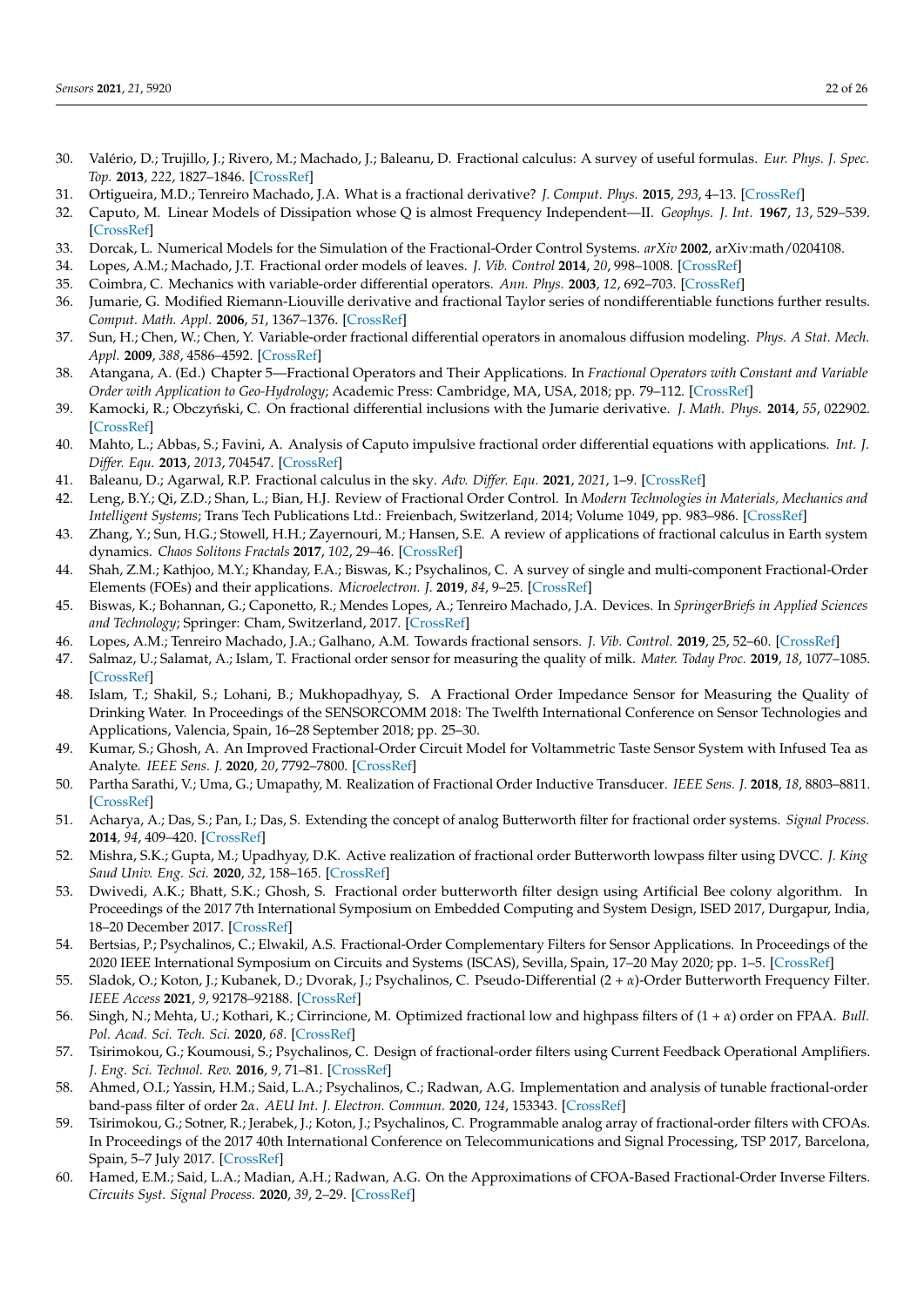30. Valério, D.; Trujillo, J.; Rivero, M.; Machado, J.; Baleanu, D. Fractional calculus: A survey of useful formulas. *Eur. Phys. J. Spec. Top.* **2013**, *222*, 1827–1846. [CrossRef]
31. Ortigueira, M.D.; Tenreiro Machado, J.A. What is a fractional derivative? *J. Comput. Phys.* **2015**, *293*, 4–13. [CrossRef]
32. Caputo, M. Linear Models of Dissipation whose Q is almost Frequency Independent—II. *Geophys. J. Int.* **1967**, *13*, 529–539. [CrossRef]
33. Dorcak, L. Numerical Models for the Simulation of the Fractional-Order Control Systems. *arXiv* **2002**, arXiv:math/0204108.
34. Lopes, A.M.; Machado, J.T. Fractional order models of leaves. *J. Vib. Control* **2014**, *20*, 998–1008. [CrossRef]
35. Coimbra, C. Mechanics with variable-order differential operators. *Ann. Phys.* **2003**, *12*, 692–703. [CrossRef]
36. Jumarie, G. Modified Riemann-Liouville derivative and fractional Taylor series of nondifferentiable functions further results. *Comput. Math. Appl.* **2006**, *51*, 1367–1376. [CrossRef]
37. Sun, H.; Chen, W.; Chen, Y. Variable-order fractional differential operators in anomalous diffusion modeling. *Phys. A Stat. Mech. Appl.* **2009**, *388*, 4586–4592. [CrossRef]
38. Atangana, A. (Ed.) Chapter 5—Fractional Operators and Their Applications. In *Fractional Operators with Constant and Variable Order with Application to Geo-Hydrology*; Academic Press: Cambridge, MA, USA, 2018; pp. 79–112. [CrossRef]
39. Kamocki, R.; Obczyński, C. On fractional differential inclusions with the Jumarie derivative. *J. Math. Phys.* **2014**, *55*, 022902. [CrossRef]
40. Mahto, L.; Abbas, S.; Favini, A. Analysis of Caputo impulsive fractional order differential equations with applications. *Int. J. Differ. Equ.* **2013**, *2013*, 704547. [CrossRef]
41. Baleanu, D.; Agarwal, R.P. Fractional calculus in the sky. *Adv. Differ. Equ.* **2021**, *2021*, 1–9. [CrossRef]
42. Leng, B.Y.; Qi, Z.D.; Shan, L.; Bian, H.J. Review of Fractional Order Control. In *Modern Technologies in Materials, Mechanics and Intelligent Systems*; Trans Tech Publications Ltd.: Freienbach, Switzerland, 2014; Volume 1049, pp. 983–986. [CrossRef]
43. Zhang, Y.; Sun, H.G.; Stowell, H.H.; Zayernouri, M.; Hansen, S.E. A review of applications of fractional calculus in Earth system dynamics. *Chaos Solitons Fractals* **2017**, *102*, 29–46. [CrossRef]
44. Shah, Z.M.; Kathjoo, M.Y.; Khanday, F.A.; Biswas, K.; Psychalinos, C. A survey of single and multi-component Fractional-Order Elements (FOEs) and their applications. *Microelectron. J.* **2019**, *84*, 9–25. [CrossRef]
45. Biswas, K.; Bohannan, G.; Caponetto, R.; Mendes Lopes, A.; Tenreiro Machado, J.A. Devices. In *SpringerBriefs in Applied Sciences and Technology*; Springer: Cham, Switzerland, 2017. [CrossRef]
46. Lopes, A.M.; Tenreiro Machado, J.A.; Galhano, A.M. Towards fractional sensors. *J. Vib. Control.* **2019**, 25, 52–60. [CrossRef]
47. Salmaz, U.; Salamat, A.; Islam, T. Fractional order sensor for measuring the quality of milk. *Mater. Today Proc.* **2019**, *18*, 1077–1085. [CrossRef]
48. Islam, T.; Shakil, S.; Lohani, B.; Mukhopadhyay, S. A Fractional Order Impedance Sensor for Measuring the Quality of Drinking Water. In Proceedings of the SENSORCOMM 2018: The Twelfth International Conference on Sensor Technologies and Applications, Valencia, Spain, 16–28 September 2018; pp. 25–30.
49. Kumar, S.; Ghosh, A. An Improved Fractional-Order Circuit Model for Voltammetric Taste Sensor System with Infused Tea as Analyte. *IEEE Sens. J.* **2020**, *20*, 7792–7800. [CrossRef]
50. Partha Sarathi, V.; Uma, G.; Umapathy, M. Realization of Fractional Order Inductive Transducer. *IEEE Sens. J.* **2018**, *18*, 8803–8811. [CrossRef]
51. Acharya, A.; Das, S.; Pan, I.; Das, S. Extending the concept of analog Butterworth filter for fractional order systems. *Signal Process.* **2014**, *94*, 409–420. [CrossRef]
52. Mishra, S.K.; Gupta, M.; Upadhyay, D.K. Active realization of fractional order Butterworth lowpass filter using DVCC. *J. King Saud Univ. Eng. Sci.* **2020**, *32*, 158–165. [CrossRef]
53. Dwivedi, A.K.; Bhatt, S.K.; Ghosh, S. Fractional order butterworth filter design using Artificial Bee colony algorithm. In Proceedings of the 2017 7th International Symposium on Embedded Computing and System Design, ISED 2017, Durgapur, India, 18–20 December 2017. [CrossRef]
54. Bertsias, P.; Psychalinos, C.; Elwakil, A.S. Fractional-Order Complementary Filters for Sensor Applications. In Proceedings of the 2020 IEEE International Symposium on Circuits and Systems (ISCAS), Sevilla, Spain, 17–20 May 2020; pp. 1–5. [CrossRef]
55. Sladok, O.; Koton, J.; Kubanek, D.; Dvorak, J.; Psychalinos, C. Pseudo-Differential $(2 + \alpha)$-Order Butterworth Frequency Filter. *IEEE Access* **2021**, *9*, 92178–92188. [CrossRef]
56. Singh, N.; Mehta, U.; Kothari, K.; Cirrincione, M. Optimized fractional low and highpass filters of $(1 + \alpha)$ order on FPAA. *Bull. Pol. Acad. Sci. Tech. Sci.* **2020**, *68*. [CrossRef]
57. Tsirimokou, G.; Koumousi, S.; Psychalinos, C. Design of fractional-order filters using Current Feedback Operational Amplifiers. *J. Eng. Sci. Technol. Rev.* **2016**, *9*, 71–81. [CrossRef]
58. Ahmed, O.I.; Yassin, H.M.; Said, L.A.; Psychalinos, C.; Radwan, A.G. Implementation and analysis of tunable fractional-order band-pass filter of order $2\alpha$. *AEU Int. J. Electron. Commun.* **2020**, *124*, 153343. [CrossRef]
59. Tsirimokou, G.; Sotner, R.; Jerabek, J.; Koton, J.; Psychalinos, C. Programmable analog array of fractional-order filters with CFOAs. In Proceedings of the 2017 40th International Conference on Telecommunications and Signal Processing, TSP 2017, Barcelona, Spain, 5–7 July 2017. [CrossRef]
60. Hamed, E.M.; Said, L.A.; Madian, A.H.; Radwan, A.G. On the Approximations of CFOA-Based Fractional-Order Inverse Filters. *Circuits Syst. Signal Process.* **2020**, *39*, 2–29. [CrossRef]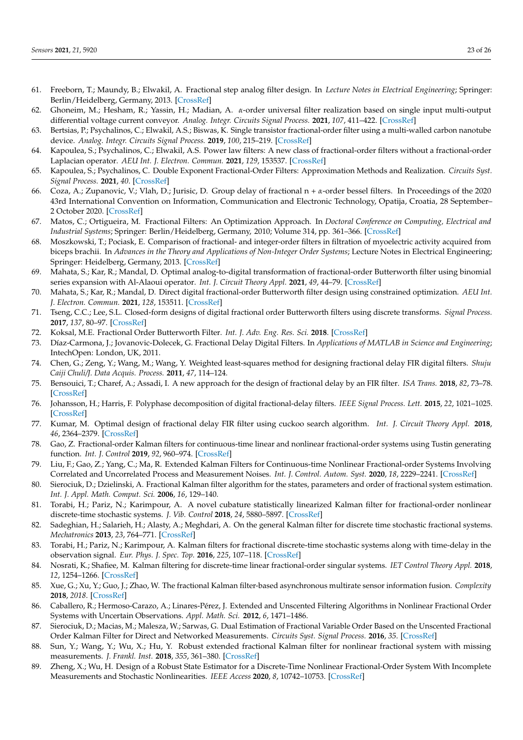61. Freeborn, T.; Maundy, B.; Elwakil, A. Fractional step analog filter design. In *Lecture Notes in Electrical Engineering*; Springer: Berlin/Heidelberg, Germany, 2013. [CrossRef]
62. Ghoneim, M.; Hesham, R.; Yassin, H.; Madian, A. *α*-order universal filter realization based on single input multi-output differential voltage current conveyor. *Analog. Integr. Circuits Signal Process.* **2021**, *107*, 411–422. [CrossRef]
63. Bertsias, P.; Psychalinos, C.; Elwakil, A.S.; Biswas, K. Single transistor fractional-order filter using a multi-walled carbon nanotube device. *Analog. Integr. Circuits Signal Process.* **2019**, *100*, 215–219. [CrossRef]
64. Kapoulea, S.; Psychalinos, C.; Elwakil, A.S. Power law filters: A new class of fractional-order filters without a fractional-order Laplacian operator. *AEU Int. J. Electron. Commun.* **2021**, *129*, 153537. [CrossRef]
65. Kapoulea, S.; Psychalinos, C. Double Exponent Fractional-Order Filters: Approximation Methods and Realization. *Circuits Syst. Signal Process.* **2021**, *40*. [CrossRef]
66. Coza, A.; Zupanovic, V.; Vlah, D.; Jurisic, D. Group delay of fractional n + *α*-order bessel filters. In Proceedings of the 2020 43rd International Convention on Information, Communication and Electronic Technology, Opatija, Croatia, 28 September–2 October 2020. [CrossRef]
67. Matos, C.; Ortigueira, M. Fractional Filters: An Optimization Approach. In *Doctoral Conference on Computing, Electrical and Industrial Systems*; Springer: Berlin/Heidelberg, Germany, 2010; Volume 314, pp. 361–366. [CrossRef]
68. Moszkowski, T.; Pociask, E. Comparison of fractional- and integer-order filters in filtration of myoelectric activity acquired from biceps brachii. In *Advances in the Theory and Applications of Non-Integer Order Systems*; Lecture Notes in Electrical Engineering; Springer: Heidelberg, Germany, 2013. [CrossRef]
69. Mahata, S.; Kar, R.; Mandal, D. Optimal analog-to-digital transformation of fractional-order Butterworth filter using binomial series expansion with Al-Alaoui operator. *Int. J. Circuit Theory Appl.* **2021**, *49*, 44–79. [CrossRef]
70. Mahata, S.; Kar, R.; Mandal, D. Direct digital fractional-order Butterworth filter design using constrained optimization. *AEU Int. J. Electron. Commun.* **2021**, *128*, 153511. [CrossRef]
71. Tseng, C.C.; Lee, S.L. Closed-form designs of digital fractional order Butterworth filters using discrete transforms. *Signal Process.* **2017**, *137*, 80–97. [CrossRef]
72. Koksal, M.E. Fractional Order Butterworth Filter. *Int. J. Adv. Eng. Res. Sci.* **2018**. [CrossRef]
73. Díaz-Carmona, J.; Jovanovic-Dolecek, G. Fractional Delay Digital Filters. In *Applications of MATLAB in Science and Engineering*; IntechOpen: London, UK, 2011.
74. Chen, G.; Zeng, Y.; Wang, M.; Wang, Y. Weighted least-squares method for designing fractional delay FIR digital filters. *Shuju Caiji Chuli/J. Data Acquis. Process.* **2011**, *47*, 114–124.
75. Bensouici, T.; Charef, A.; Assadi, I. A new approach for the design of fractional delay by an FIR filter. *ISA Trans.* **2018**, *82*, 73–78. [CrossRef]
76. Johansson, H.; Harris, F. Polyphase decomposition of digital fractional-delay filters. *IEEE Signal Process. Lett.* **2015**, *22*, 1021–1025. [CrossRef]
77. Kumar, M. Optimal design of fractional delay FIR filter using cuckoo search algorithm. *Int. J. Circuit Theory Appl.* **2018**, *46*, 2364–2379. [CrossRef]
78. Gao, Z. Fractional-order Kalman filters for continuous-time linear and nonlinear fractional-order systems using Tustin generating function. *Int. J. Control* **2019**, *92*, 960–974. [CrossRef]
79. Liu, F.; Gao, Z.; Yang, C.; Ma, R. Extended Kalman Filters for Continuous-time Nonlinear Fractional-order Systems Involving Correlated and Uncorrelated Process and Measurement Noises. *Int. J. Control. Autom. Syst.* **2020**, *18*, 2229–2241. [CrossRef]
80. Sierociuk, D.; Dzielinski, A. Fractional Kalman filter algorithm for the states, parameters and order of fractional system estimation. *Int. J. Appl. Math. Comput. Sci.* **2006**, *16*, 129–140.
81. Torabi, H.; Pariz, N.; Karimpour, A. A novel cubature statistically linearized Kalman filter for fractional-order nonlinear discrete-time stochastic systems. *J. Vib. Control* **2018**, *24*, 5880–5897. [CrossRef]
82. Sadeghian, H.; Salarieh, H.; Alasty, A.; Meghdari, A. On the general Kalman filter for discrete time stochastic fractional systems. *Mechatronics* **2013**, *23*, 764–771. [CrossRef]
83. Torabi, H.; Pariz, N.; Karimpour, A. Kalman filters for fractional discrete-time stochastic systems along with time-delay in the observation signal. *Eur. Phys. J. Spec. Top.* **2016**, *225*, 107–118. [CrossRef]
84. Nosrati, K.; Shafiee, M. Kalman filtering for discrete-time linear fractional-order singular systems. *IET Control Theory Appl.* **2018**, *12*, 1254–1266. [CrossRef]
85. Xue, G.; Xu, Y.; Guo, J.; Zhao, W. The fractional Kalman filter-based asynchronous multirate sensor information fusion. *Complexity* **2018**, *2018*. [CrossRef]
86. Caballero, R.; Hermoso-Carazo, A.; Linares-Pérez, J. Extended and Unscented Filtering Algorithms in Nonlinear Fractional Order Systems with Uncertain Observations. *Appl. Math. Sci.* **2012**, *6*, 1471–1486.
87. Sierociuk, D.; Macias, M.; Malesza, W.; Sarwas, G. Dual Estimation of Fractional Variable Order Based on the Unscented Fractional Order Kalman Filter for Direct and Networked Measurements. *Circuits Syst. Signal Process.* **2016**, *35*. [CrossRef]
88. Sun, Y.; Wang, Y.; Wu, X.; Hu, Y. Robust extended fractional Kalman filter for nonlinear fractional system with missing measurements. *J. Frankl. Inst.* **2018**, *355*, 361–380. [CrossRef]
89. Zheng, X.; Wu, H. Design of a Robust State Estimator for a Discrete-Time Nonlinear Fractional-Order System With Incomplete Measurements and Stochastic Nonlinearities. *IEEE Access* **2020**, *8*, 10742–10753. [CrossRef]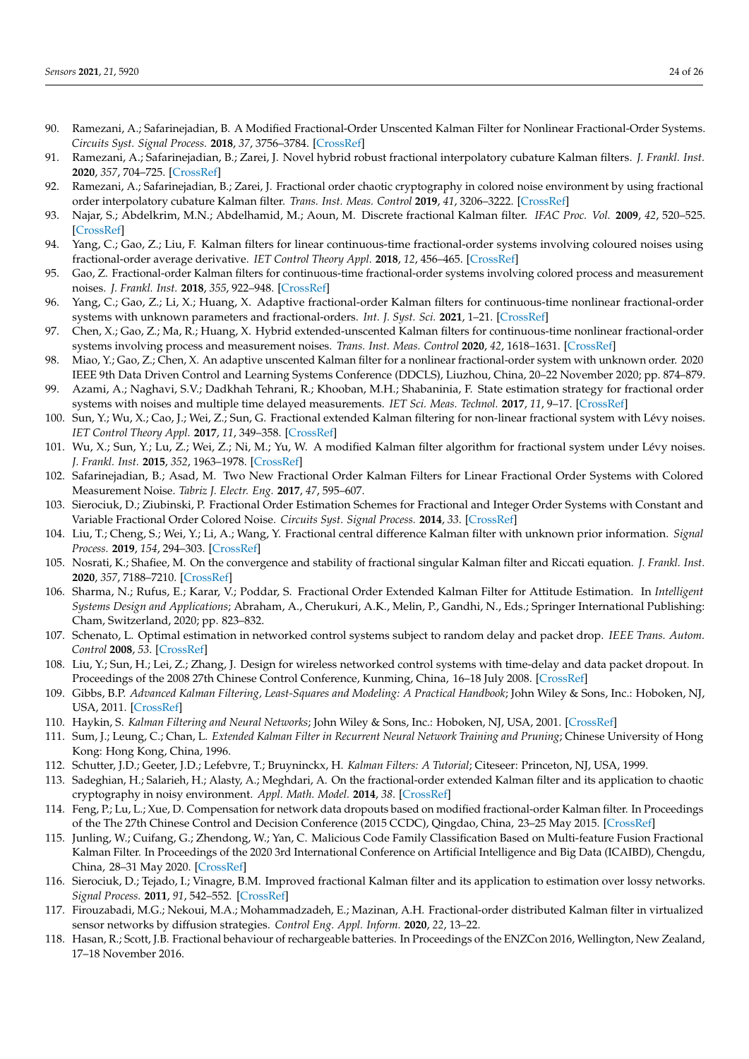90. Ramezani, A.; Safarinejadian, B. A Modified Fractional-Order Unscented Kalman Filter for Nonlinear Fractional-Order Systems. *Circuits Syst. Signal Process.* **2018**, *37*, 3756–3784. [CrossRef]
91. Ramezani, A.; Safarinejadian, B.; Zarei, J. Novel hybrid robust fractional interpolatory cubature Kalman filters. *J. Frankl. Inst.* **2020**, *357*, 704–725. [CrossRef]
92. Ramezani, A.; Safarinejadian, B.; Zarei, J. Fractional order chaotic cryptography in colored noise environment by using fractional order interpolatory cubature Kalman filter. *Trans. Inst. Meas. Control* **2019**, *41*, 3206–3222. [CrossRef]
93. Najar, S.; Abdelkrim, M.N.; Abdelhamid, M.; Aoun, M. Discrete fractional Kalman filter. *IFAC Proc. Vol.* **2009**, *42*, 520–525. [CrossRef]
94. Yang, C.; Gao, Z.; Liu, F. Kalman filters for linear continuous-time fractional-order systems involving coloured noises using fractional-order average derivative. *IET Control Theory Appl.* **2018**, *12*, 456–465. [CrossRef]
95. Gao, Z. Fractional-order Kalman filters for continuous-time fractional-order systems involving colored process and measurement noises. *J. Frankl. Inst.* **2018**, *355*, 922–948. [CrossRef]
96. Yang, C.; Gao, Z.; Li, X.; Huang, X. Adaptive fractional-order Kalman filters for continuous-time nonlinear fractional-order systems with unknown parameters and fractional-orders. *Int. J. Syst. Sci.* **2021**, 1–21. [CrossRef]
97. Chen, X.; Gao, Z.; Ma, R.; Huang, X. Hybrid extended-unscented Kalman filters for continuous-time nonlinear fractional-order systems involving process and measurement noises. *Trans. Inst. Meas. Control* **2020**, *42*, 1618–1631. [CrossRef]
98. Miao, Y.; Gao, Z.; Chen, X. An adaptive unscented Kalman filter for a nonlinear fractional-order system with unknown order. 2020 IEEE 9th Data Driven Control and Learning Systems Conference (DDCLS), Liuzhou, China, 20–22 November 2020; pp. 874–879.
99. Azami, A.; Naghavi, S.V.; Dadkhah Tehrani, R.; Khooban, M.H.; Shabaninia, F. State estimation strategy for fractional order systems with noises and multiple time delayed measurements. *IET Sci. Meas. Technol.* **2017**, *11*, 9–17. [CrossRef]
100. Sun, Y.; Wu, X.; Cao, J.; Wei, Z.; Sun, G. Fractional extended Kalman filtering for non-linear fractional system with Lévy noises. *IET Control Theory Appl.* **2017**, *11*, 349–358. [CrossRef]
101. Wu, X.; Sun, Y.; Lu, Z.; Wei, Z.; Ni, M.; Yu, W. A modified Kalman filter algorithm for fractional system under Lévy noises. *J. Frankl. Inst.* **2015**, *352*, 1963–1978. [CrossRef]
102. Safarinejadian, B.; Asad, M. Two New Fractional Order Kalman Filters for Linear Fractional Order Systems with Colored Measurement Noise. *Tabriz J. Electr. Eng.* **2017**, *47*, 595–607.
103. Sierociuk, D.; Ziubinski, P. Fractional Order Estimation Schemes for Fractional and Integer Order Systems with Constant and Variable Fractional Order Colored Noise. *Circuits Syst. Signal Process.* **2014**, *33*. [CrossRef]
104. Liu, T.; Cheng, S.; Wei, Y.; Li, A.; Wang, Y. Fractional central difference Kalman filter with unknown prior information. *Signal Process.* **2019**, *154*, 294–303. [CrossRef]
105. Nosrati, K.; Shafiee, M. On the convergence and stability of fractional singular Kalman filter and Riccati equation. *J. Frankl. Inst.* **2020**, *357*, 7188–7210. [CrossRef]
106. Sharma, N.; Rufus, E.; Karar, V.; Poddar, S. Fractional Order Extended Kalman Filter for Attitude Estimation. In *Intelligent Systems Design and Applications*; Abraham, A., Cherukuri, A.K., Melin, P., Gandhi, N., Eds.; Springer International Publishing: Cham, Switzerland, 2020; pp. 823–832.
107. Schenato, L. Optimal estimation in networked control systems subject to random delay and packet drop. *IEEE Trans. Autom. Control* **2008**, *53*. [CrossRef]
108. Liu, Y.; Sun, H.; Lei, Z.; Zhang, J. Design for wireless networked control systems with time-delay and data packet dropout. In Proceedings of the 2008 27th Chinese Control Conference, Kunming, China, 16–18 July 2008. [CrossRef]
109. Gibbs, B.P. *Advanced Kalman Filtering, Least-Squares and Modeling: A Practical Handbook*; John Wiley & Sons, Inc.: Hoboken, NJ, USA, 2011. [CrossRef]
110. Haykin, S. *Kalman Filtering and Neural Networks*; John Wiley & Sons, Inc.: Hoboken, NJ, USA, 2001. [CrossRef]
111. Sum, J.; Leung, C.; Chan, L. *Extended Kalman Filter in Recurrent Neural Network Training and Pruning*; Chinese University of Hong Kong: Hong Kong, China, 1996.
112. Schutter, J.D.; Geeter, J.D.; Lefebvre, T.; Bruyninckx, H. *Kalman Filters: A Tutorial*; Citeseer: Princeton, NJ, USA, 1999.
113. Sadeghian, H.; Salarieh, H.; Alasty, A.; Meghdari, A. On the fractional-order extended Kalman filter and its application to chaotic cryptography in noisy environment. *Appl. Math. Model.* **2014**, *38*. [CrossRef]
114. Feng, P.; Lu, L.; Xue, D. Compensation for network data dropouts based on modified fractional-order Kalman filter. In Proceedings of the The 27th Chinese Control and Decision Conference (2015 CCDC), Qingdao, China, 23–25 May 2015. [CrossRef]
115. Junling, W.; Cuifang, G.; Zhendong, W.; Yan, C. Malicious Code Family Classification Based on Multi-feature Fusion Fractional Kalman Filter. In Proceedings of the 2020 3rd International Conference on Artificial Intelligence and Big Data (ICAIBD), Chengdu, China, 28–31 May 2020. [CrossRef]
116. Sierociuk, D.; Tejado, I.; Vinagre, B.M. Improved fractional Kalman filter and its application to estimation over lossy networks. *Signal Process.* **2011**, *91*, 542–552. [CrossRef]
117. Firouzabadi, M.G.; Nekoui, M.A.; Mohammadzadeh, E.; Mazinan, A.H. Fractional-order distributed Kalman filter in virtualized sensor networks by diffusion strategies. *Control Eng. Appl. Inform.* **2020**, *22*, 13–22.
118. Hasan, R.; Scott, J.B. Fractional behaviour of rechargeable batteries. In Proceedings of the ENZCon 2016, Wellington, New Zealand, 17–18 November 2016.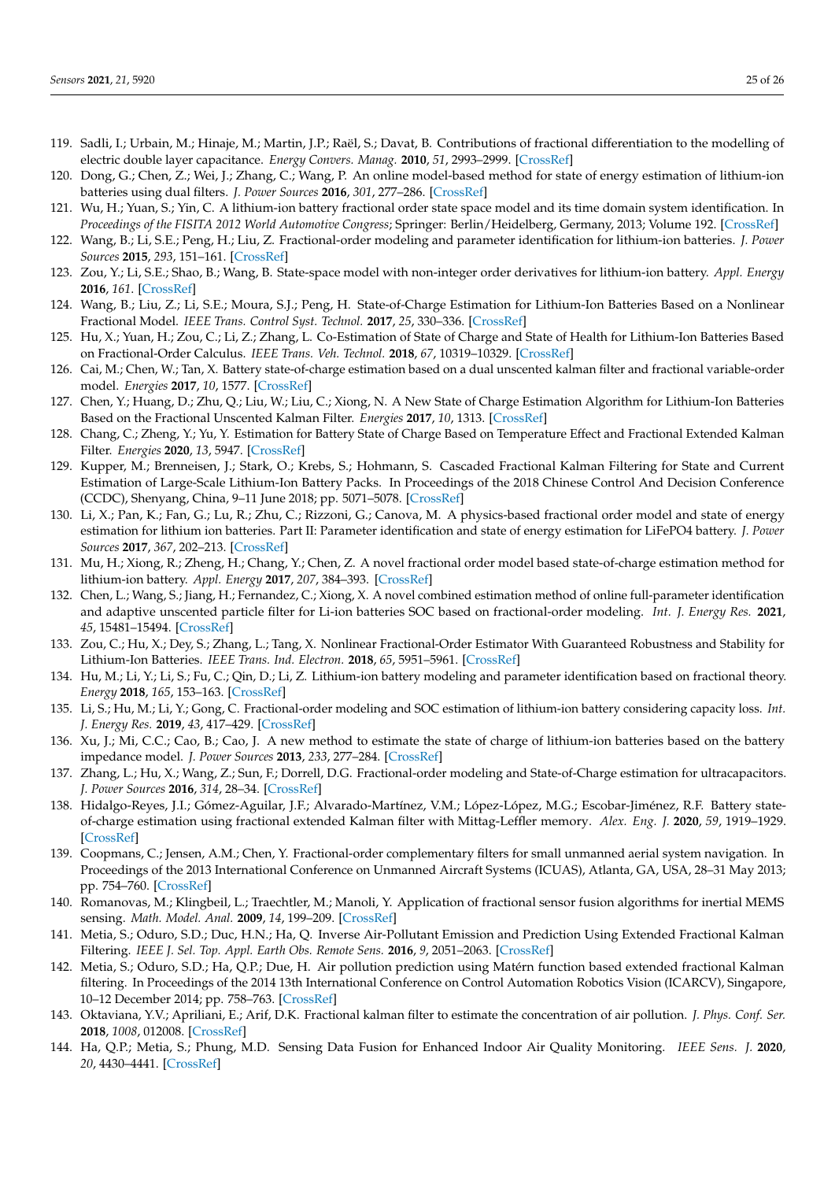119. Sadli, I.; Urbain, M.; Hinaje, M.; Martin, J.P.; Raël, S.; Davat, B. Contributions of fractional differentiation to the modelling of electric double layer capacitance. *Energy Convers. Manag.* **2010**, *51*, 2993–2999. [CrossRef]
120. Dong, G.; Chen, Z.; Wei, J.; Zhang, C.; Wang, P. An online model-based method for state of energy estimation of lithium-ion batteries using dual filters. *J. Power Sources* **2016**, *301*, 277–286. [CrossRef]
121. Wu, H.; Yuan, S.; Yin, C. A lithium-ion battery fractional order state space model and its time domain system identification. In *Proceedings of the FISITA 2012 World Automotive Congress*; Springer: Berlin/Heidelberg, Germany, 2013; Volume 192. [CrossRef]
122. Wang, B.; Li, S.E.; Peng, H.; Liu, Z. Fractional-order modeling and parameter identification for lithium-ion batteries. *J. Power Sources* **2015**, *293*, 151–161. [CrossRef]
123. Zou, Y.; Li, S.E.; Shao, B.; Wang, B. State-space model with non-integer order derivatives for lithium-ion battery. *Appl. Energy* **2016**, *161*. [CrossRef]
124. Wang, B.; Liu, Z.; Li, S.E.; Moura, S.J.; Peng, H. State-of-Charge Estimation for Lithium-Ion Batteries Based on a Nonlinear Fractional Model. *IEEE Trans. Control Syst. Technol.* **2017**, *25*, 330–336. [CrossRef]
125. Hu, X.; Yuan, H.; Zou, C.; Li, Z.; Zhang, L. Co-Estimation of State of Charge and State of Health for Lithium-Ion Batteries Based on Fractional-Order Calculus. *IEEE Trans. Veh. Technol.* **2018**, *67*, 10319–10329. [CrossRef]
126. Cai, M.; Chen, W.; Tan, X. Battery state-of-charge estimation based on a dual unscented kalman filter and fractional variable-order model. *Energies* **2017**, *10*, 1577. [CrossRef]
127. Chen, Y.; Huang, D.; Zhu, Q.; Liu, W.; Liu, C.; Xiong, N. A New State of Charge Estimation Algorithm for Lithium-Ion Batteries Based on the Fractional Unscented Kalman Filter. *Energies* **2017**, *10*, 1313. [CrossRef]
128. Chang, C.; Zheng, Y.; Yu, Y. Estimation for Battery State of Charge Based on Temperature Effect and Fractional Extended Kalman Filter. *Energies* **2020**, *13*, 5947. [CrossRef]
129. Kupper, M.; Brenneisen, J.; Stark, O.; Krebs, S.; Hohmann, S. Cascaded Fractional Kalman Filtering for State and Current Estimation of Large-Scale Lithium-Ion Battery Packs. In Proceedings of the 2018 Chinese Control And Decision Conference (CCDC), Shenyang, China, 9–11 June 2018; pp. 5071–5078. [CrossRef]
130. Li, X.; Pan, K.; Fan, G.; Lu, R.; Zhu, C.; Rizzoni, G.; Canova, M. A physics-based fractional order model and state of energy estimation for lithium ion batteries. Part II: Parameter identification and state of energy estimation for LiFePO4 battery. *J. Power Sources* **2017**, *367*, 202–213. [CrossRef]
131. Mu, H.; Xiong, R.; Zheng, H.; Chang, Y.; Chen, Z. A novel fractional order model based state-of-charge estimation method for lithium-ion battery. *Appl. Energy* **2017**, *207*, 384–393. [CrossRef]
132. Chen, L.; Wang, S.; Jiang, H.; Fernandez, C.; Xiong, X. A novel combined estimation method of online full-parameter identification and adaptive unscented particle filter for Li-ion batteries SOC based on fractional-order modeling. *Int. J. Energy Res.* **2021**, *45*, 15481–15494. [CrossRef]
133. Zou, C.; Hu, X.; Dey, S.; Zhang, L.; Tang, X. Nonlinear Fractional-Order Estimator With Guaranteed Robustness and Stability for Lithium-Ion Batteries. *IEEE Trans. Ind. Electron.* **2018**, *65*, 5951–5961. [CrossRef]
134. Hu, M.; Li, Y.; Li, S.; Fu, C.; Qin, D.; Li, Z. Lithium-ion battery modeling and parameter identification based on fractional theory. *Energy* **2018**, *165*, 153–163. [CrossRef]
135. Li, S.; Hu, M.; Li, Y.; Gong, C. Fractional-order modeling and SOC estimation of lithium-ion battery considering capacity loss. *Int. J. Energy Res.* **2019**, *43*, 417–429. [CrossRef]
136. Xu, J.; Mi, C.C.; Cao, B.; Cao, J. A new method to estimate the state of charge of lithium-ion batteries based on the battery impedance model. *J. Power Sources* **2013**, *233*, 277–284. [CrossRef]
137. Zhang, L.; Hu, X.; Wang, Z.; Sun, F.; Dorrell, D.G. Fractional-order modeling and State-of-Charge estimation for ultracapacitors. *J. Power Sources* **2016**, *314*, 28–34. [CrossRef]
138. Hidalgo-Reyes, J.I.; Gómez-Aguilar, J.F.; Alvarado-Martínez, V.M.; López-López, M.G.; Escobar-Jiménez, R.F. Battery state-of-charge estimation using fractional extended Kalman filter with Mittag-Leffler memory. *Alex. Eng. J.* **2020**, *59*, 1919–1929. [CrossRef]
139. Coopmans, C.; Jensen, A.M.; Chen, Y. Fractional-order complementary filters for small unmanned aerial system navigation. In Proceedings of the 2013 International Conference on Unmanned Aircraft Systems (ICUAS), Atlanta, GA, USA, 28–31 May 2013; pp. 754–760. [CrossRef]
140. Romanovas, M.; Klingbeil, L.; Traechtler, M.; Manoli, Y. Application of fractional sensor fusion algorithms for inertial MEMS sensing. *Math. Model. Anal.* **2009**, *14*, 199–209. [CrossRef]
141. Metia, S.; Oduro, S.D.; Duc, H.N.; Ha, Q. Inverse Air-Pollutant Emission and Prediction Using Extended Fractional Kalman Filtering. *IEEE J. Sel. Top. Appl. Earth Obs. Remote Sens.* **2016**, *9*, 2051–2063. [CrossRef]
142. Metia, S.; Oduro, S.D.; Ha, Q.P.; Due, H. Air pollution prediction using Matérn function based extended fractional Kalman filtering. In Proceedings of the 2014 13th International Conference on Control Automation Robotics Vision (ICARCV), Singapore, 10–12 December 2014; pp. 758–763. [CrossRef]
143. Oktaviana, Y.V.; Apriliani, E.; Arif, D.K. Fractional kalman filter to estimate the concentration of air pollution. *J. Phys. Conf. Ser.* **2018**, *1008*, 012008. [CrossRef]
144. Ha, Q.P.; Metia, S.; Phung, M.D. Sensing Data Fusion for Enhanced Indoor Air Quality Monitoring. *IEEE Sens. J.* **2020**, *20*, 4430–4441. [CrossRef]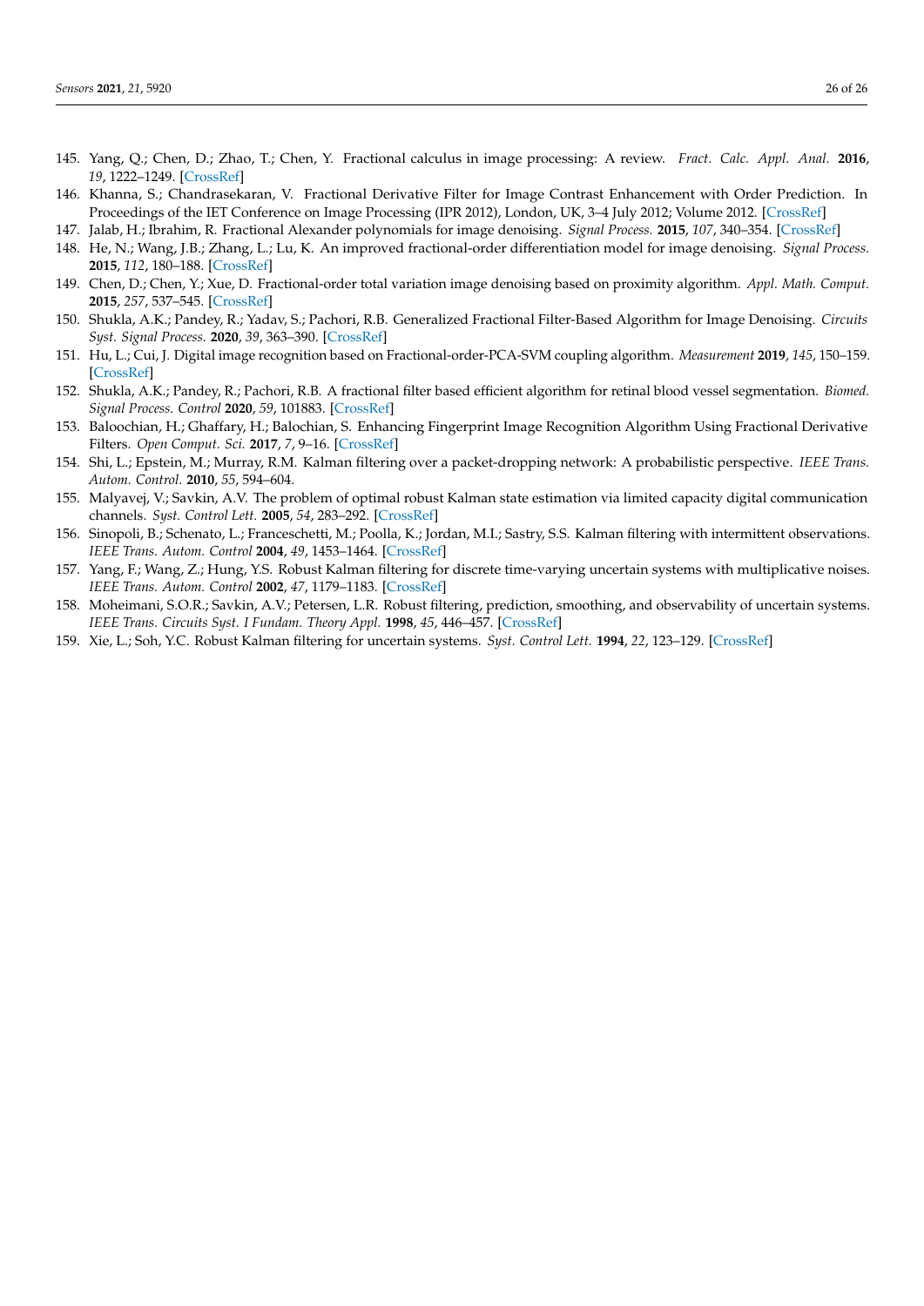145. Yang, Q.; Chen, D.; Zhao, T.; Chen, Y. Fractional calculus in image processing: A review. *Fract. Calc. Appl. Anal.* **2016**, *19*, 1222–1249. [CrossRef]
146. Khanna, S.; Chandrasekaran, V. Fractional Derivative Filter for Image Contrast Enhancement with Order Prediction. In Proceedings of the IET Conference on Image Processing (IPR 2012), London, UK, 3–4 July 2012; Volume 2012. [CrossRef]
147. Jalab, H.; Ibrahim, R. Fractional Alexander polynomials for image denoising. *Signal Process.* **2015**, *107*, 340–354. [CrossRef]
148. He, N.; Wang, J.B.; Zhang, L.; Lu, K. An improved fractional-order differentiation model for image denoising. *Signal Process.* **2015**, *112*, 180–188. [CrossRef]
149. Chen, D.; Chen, Y.; Xue, D. Fractional-order total variation image denoising based on proximity algorithm. *Appl. Math. Comput.* **2015**, *257*, 537–545. [CrossRef]
150. Shukla, A.K.; Pandey, R.; Yadav, S.; Pachori, R.B. Generalized Fractional Filter-Based Algorithm for Image Denoising. *Circuits Syst. Signal Process.* **2020**, *39*, 363–390. [CrossRef]
151. Hu, L.; Cui, J. Digital image recognition based on Fractional-order-PCA-SVM coupling algorithm. *Measurement* **2019**, *145*, 150–159. [CrossRef]
152. Shukla, A.K.; Pandey, R.; Pachori, R.B. A fractional filter based efficient algorithm for retinal blood vessel segmentation. *Biomed. Signal Process. Control* **2020**, *59*, 101883. [CrossRef]
153. Baloochian, H.; Ghaffary, H.; Balochian, S. Enhancing Fingerprint Image Recognition Algorithm Using Fractional Derivative Filters. *Open Comput. Sci.* **2017**, *7*, 9–16. [CrossRef]
154. Shi, L.; Epstein, M.; Murray, R.M. Kalman filtering over a packet-dropping network: A probabilistic perspective. *IEEE Trans. Autom. Control.* **2010**, *55*, 594–604.
155. Malyavej, V.; Savkin, A.V. The problem of optimal robust Kalman state estimation via limited capacity digital communication channels. *Syst. Control Lett.* **2005**, *54*, 283–292. [CrossRef]
156. Sinopoli, B.; Schenato, L.; Franceschetti, M.; Poolla, K.; Jordan, M.I.; Sastry, S.S. Kalman filtering with intermittent observations. *IEEE Trans. Autom. Control* **2004**, *49*, 1453–1464. [CrossRef]
157. Yang, F.; Wang, Z.; Hung, Y.S. Robust Kalman filtering for discrete time-varying uncertain systems with multiplicative noises. *IEEE Trans. Autom. Control* **2002**, *47*, 1179–1183. [CrossRef]
158. Moheimani, S.O.R.; Savkin, A.V.; Petersen, L.R. Robust filtering, prediction, smoothing, and observability of uncertain systems. *IEEE Trans. Circuits Syst. I Fundam. Theory Appl.* **1998**, *45*, 446–457. [CrossRef]
159. Xie, L.; Soh, Y.C. Robust Kalman filtering for uncertain systems. *Syst. Control Lett.* **1994**, *22*, 123–129. [CrossRef]